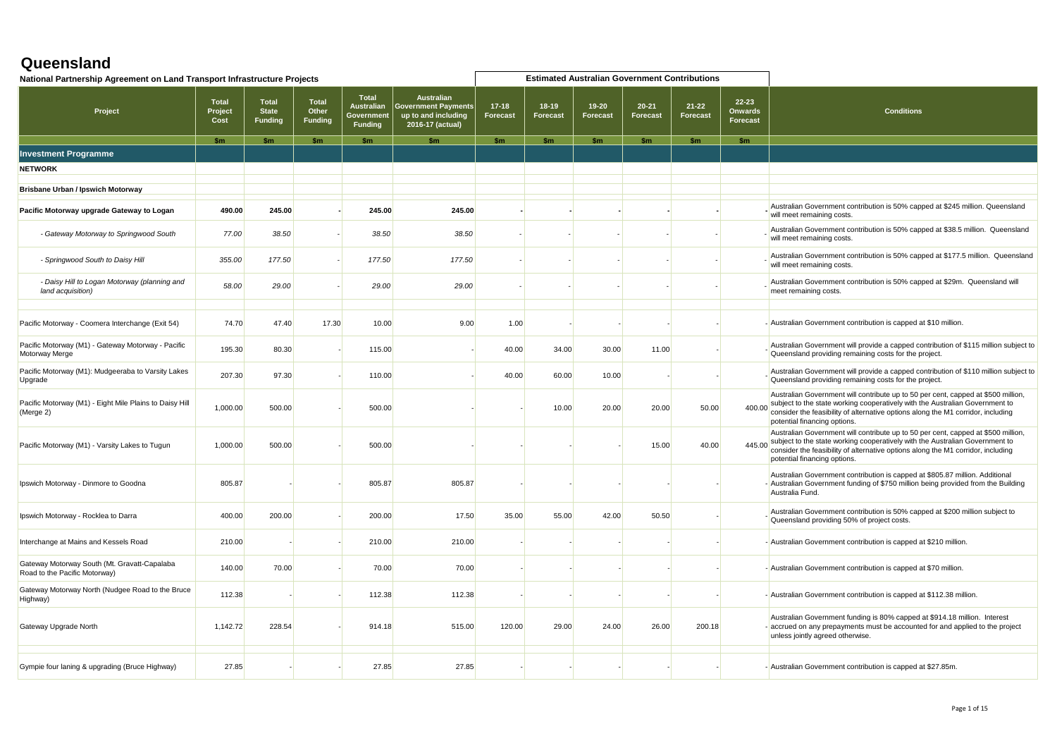# Queensland

## National Partnership Agreement on Land Transport Infrastructure Projects

| Project | Total Project Cost | Total State Funding | Total Other Funding | Total Australian Government Funding | Australian Government Payments up to and including 2016-17 (actual) | Estimated Australian Government Contributions | | | | | | Conditions |
|---|---|---|---|---|---|---|---|---|---|---|---|---|
| | | | | | | 17-18 Forecast | 18-19 Forecast | 19-20 Forecast | 20-21 Forecast | 21-22 Forecast | 22-23 Onwards Forecast | |
| | $m | $m | $m | $m | $m | $m | $m | $m | $m | $m | $m | |
| **Investment Programme** | | | | | | | | | | | | |
| **NETWORK** | | | | | | | | | | | | |
| **Brisbane Urban / Ipswich Motorway** | | | | | | | | | | | | |
| **Pacific Motorway upgrade Gateway to Logan** | **490.00** | **245.00** | **-** | **245.00** | **245.00** | **-** | **-** | **-** | **-** | **-** | **-** | Australian Government contribution is 50% capped at $245 million. Queensland will meet remaining costs. |
| *- Gateway Motorway to Springwood South* | *77.00* | *38.50* | - | *38.50* | *38.50* | - | - | - | - | - | - | Australian Government contribution is 50% capped at $38.5 million. Queensland will meet remaining costs. |
| *- Springwood South to Daisy Hill* | *355.00* | *177.50* | - | *177.50* | *177.50* | - | - | - | - | - | - | Australian Government contribution is 50% capped at $177.5 million. Queensland will meet remaining costs. |
| *- Daisy Hill to Logan Motorway (planning and land acquisition)* | *58.00* | *29.00* | - | *29.00* | *29.00* | - | - | - | - | - | - | Australian Government contribution is 50% capped at $29m. Queensland will meet remaining costs. |
| Pacific Motorway - Coomera Interchange (Exit 54) | 74.70 | 47.40 | 17.30 | 10.00 | 9.00 | 1.00 | - | - | - | - | - | Australian Government contribution is capped at $10 million. |
| Pacific Motorway (M1) - Gateway Motorway - Pacific Motorway Merge | 195.30 | 80.30 | - | 115.00 | - | 40.00 | 34.00 | 30.00 | 11.00 | - | - | Australian Government will provide a capped contribution of $115 million subject to Queensland providing remaining costs for the project. |
| Pacific Motorway (M1): Mudgeeraba to Varsity Lakes Upgrade | 207.30 | 97.30 | - | 110.00 | - | 40.00 | 60.00 | 10.00 | - | - | - | Australian Government will provide a capped contribution of $110 million subject to Queensland providing remaining costs for the project. |
| Pacific Motorway (M1) - Eight Mile Plains to Daisy Hill (Merge 2) | 1,000.00 | 500.00 | - | 500.00 | - | - | 10.00 | 20.00 | 20.00 | 50.00 | 400.00 | Australian Government will contribute up to 50 per cent, capped at $500 million, subject to the state working cooperatively with the Australian Government to consider the feasibility of alternative options along the M1 corridor, including potential financing options. |
| Pacific Motorway (M1) - Varsity Lakes to Tugun | 1,000.00 | 500.00 | - | 500.00 | - | - | - | - | 15.00 | 40.00 | 445.00 | Australian Government will contribute up to 50 per cent, capped at $500 million, subject to the state working cooperatively with the Australian Government to consider the feasibility of alternative options along the M1 corridor, including potential financing options. |
| Ipswich Motorway - Dinmore to Goodna | 805.87 | - | - | 805.87 | 805.87 | - | - | - | - | - | - | Australian Government contribution is capped at $805.87 million. Additional Australian Government funding of $750 million being provided from the Building Australia Fund. |
| Ipswich Motorway - Rocklea to Darra | 400.00 | 200.00 | - | 200.00 | 17.50 | 35.00 | 55.00 | 42.00 | 50.50 | - | - | Australian Government contribution is 50% capped at $200 million subject to Queensland providing 50% of project costs. |
| Interchange at Mains and Kessels Road | 210.00 | - | - | 210.00 | 210.00 | - | - | - | - | - | - | Australian Government contribution is capped at $210 million. |
| Gateway Motorway South (Mt. Gravatt-Capalaba Road to the Pacific Motorway) | 140.00 | 70.00 | - | 70.00 | 70.00 | - | - | - | - | - | - | Australian Government contribution is capped at $70 million. |
| Gateway Motorway North (Nudgee Road to the Bruce Highway) | 112.38 | - | - | 112.38 | 112.38 | - | - | - | - | - | - | Australian Government contribution is capped at $112.38 million. |
| Gateway Upgrade North | 1,142.72 | 228.54 | - | 914.18 | 515.00 | 120.00 | 29.00 | 24.00 | 26.00 | 200.18 | - | Australian Government funding is 80% capped at $914.18 million. Interest accrued on any prepayments must be accounted for and applied to the project unless jointly agreed otherwise. |
| Gympie four laning & upgrading (Bruce Highway) | 27.85 | - | - | 27.85 | 27.85 | - | - | - | - | - | - | Australian Government contribution is capped at $27.85m. |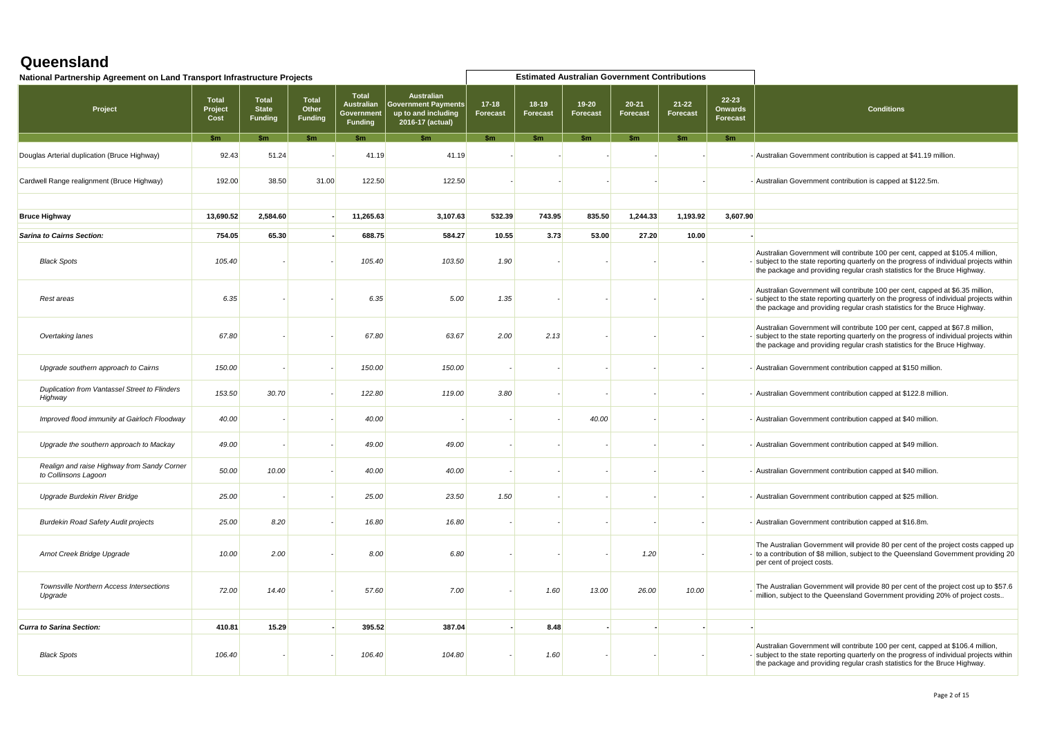# Queensland

## National Partnership Agreement on Land Transport Infrastructure Projects

| Project | Total Project Cost | Total State Funding | Total Other Funding | Total Australian Government Funding | Australian Government Payments up to and including 2016-17 (actual) | 17-18 Forecast | 18-19 Forecast | 19-20 Forecast | 20-21 Forecast | 21-22 Forecast | 22-23 Onwards Forecast | Conditions |
|---|---|---|---|---|---|---|---|---|---|---|---|---|
| | | | | | | Estimated Australian Government Contributions | | | | | | |
| | $m | $m | $m | $m | $m | $m | $m | $m | $m | $m | $m | |
| Douglas Arterial duplication (Bruce Highway) | 92.43 | 51.24 | - | 41.19 | 41.19 | - | - | - | - | - | - | Australian Government contribution is capped at $41.19 million. |
| Cardwell Range realignment (Bruce Highway) | 192.00 | 38.50 | 31.00 | 122.50 | 122.50 | - | - | - | - | - | - | Australian Government contribution is capped at $122.5m. |
| **Bruce Highway** | **13,690.52** | **2,584.60** | **-** | **11,265.63** | **3,107.63** | **532.39** | **743.95** | **835.50** | **1,244.33** | **1,193.92** | **3,607.90** | |
| ***Sarina to Cairns Section:*** | ***754.05*** | ***65.30*** | ***-*** | ***688.75*** | ***584.27*** | ***10.55*** | ***3.73*** | ***53.00*** | ***27.20*** | ***10.00*** | ***-*** | |
| *Black Spots* | *105.40* | - | - | *105.40* | *103.50* | *1.90* | - | - | - | - | - | Australian Government will contribute 100 per cent, capped at $105.4 million, subject to the state reporting quarterly on the progress of individual projects within the package and providing regular crash statistics for the Bruce Highway. |
| *Rest areas* | *6.35* | - | - | *6.35* | *5.00* | *1.35* | - | - | - | - | - | Australian Government will contribute 100 per cent, capped at $6.35 million, subject to the state reporting quarterly on the progress of individual projects within the package and providing regular crash statistics for the Bruce Highway. |
| *Overtaking lanes* | *67.80* | - | - | *67.80* | *63.67* | *2.00* | *2.13* | - | - | - | - | Australian Government will contribute 100 per cent, capped at $67.8 million, subject to the state reporting quarterly on the progress of individual projects within the package and providing regular crash statistics for the Bruce Highway. |
| *Upgrade southern approach to Cairns* | *150.00* | - | - | *150.00* | *150.00* | - | - | - | - | - | - | Australian Government contribution capped at $150 million. |
| *Duplication from Vantassel Street to Flinders Highway* | *153.50* | *30.70* | - | *122.80* | *119.00* | *3.80* | - | - | - | - | - | Australian Government contribution capped at $122.8 million. |
| *Improved flood immunity at Gairloch Floodway* | *40.00* | - | - | *40.00* | - | - | - | *40.00* | - | - | - | Australian Government contribution capped at $40 million. |
| *Upgrade the southern approach to Mackay* | *49.00* | - | - | *49.00* | *49.00* | - | - | - | - | - | - | Australian Government contribution capped at $49 million. |
| *Realign and raise Highway from Sandy Corner to Collinsons Lagoon* | *50.00* | *10.00* | - | *40.00* | *40.00* | - | - | - | - | - | - | Australian Government contribution capped at $40 million. |
| *Upgrade Burdekin River Bridge* | *25.00* | - | - | *25.00* | *23.50* | *1.50* | - | - | - | - | - | Australian Government contribution capped at $25 million. |
| *Burdekin Road Safety Audit projects* | *25.00* | *8.20* | - | *16.80* | *16.80* | - | - | - | - | - | - | Australian Government contribution capped at $16.8m. |
| *Arnot Creek Bridge Upgrade* | *10.00* | *2.00* | - | *8.00* | *6.80* | - | - | - | *1.20* | - | - | The Australian Government will provide 80 per cent of the project costs capped up to a contribution of $8 million, subject to the Queensland Government providing 20 per cent of project costs. |
| *Townsville Northern Access Intersections Upgrade* | *72.00* | *14.40* | - | *57.60* | *7.00* | - | *1.60* | *13.00* | *26.00* | *10.00* | - | The Australian Government will provide 80 per cent of the project cost up to $57.6 million, subject to the Queensland Government providing 20% of project costs.. |
| ***Curra to Sarina Section:*** | ***410.81*** | ***15.29*** | ***-*** | ***395.52*** | ***387.04*** | ***-*** | ***8.48*** | ***-*** | ***-*** | ***-*** | ***-*** | |
| *Black Spots* | *106.40* | - | - | *106.40* | *104.80* | - | *1.60* | - | - | - | - | Australian Government will contribute 100 per cent, capped at $106.4 million, subject to the state reporting quarterly on the progress of individual projects within the package and providing regular crash statistics for the Bruce Highway. |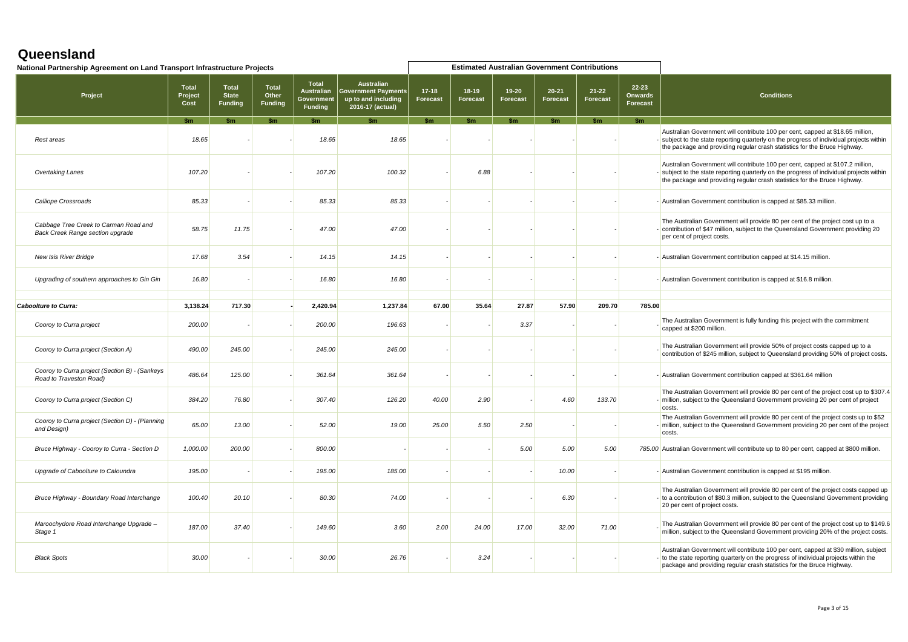# Queensland

**National Partnership Agreement on Land Transport Infrastructure Projects**

| Project | Total Project Cost | Total State Funding | Total Other Funding | Total Australian Government Funding | Australian Government Payments up to and including 2016-17 (actual) | Estimated Australian Government Contributions 17-18 Forecast | 18-19 Forecast | 19-20 Forecast | 20-21 Forecast | 21-22 Forecast | 22-23 Onwards Forecast | Conditions |
|---|---|---|---|---|---|---|---|---|---|---|---|---|
| | $m | $m | $m | $m | $m | $m | $m | $m | $m | $m | $m | |
| *Rest areas* | *18.65* | - | - | *18.65* | *18.65* | - | - | - | - | - | - | Australian Government will contribute 100 per cent, capped at $18.65 million, subject to the state reporting quarterly on the progress of individual projects within the package and providing regular crash statistics for the Bruce Highway. |
| *Overtaking Lanes* | *107.20* | - | - | *107.20* | *100.32* | - | *6.88* | - | - | - | - | Australian Government will contribute 100 per cent, capped at $107.2 million, subject to the state reporting quarterly on the progress of individual projects within the package and providing regular crash statistics for the Bruce Highway. |
| *Calliope Crossroads* | *85.33* | - | - | *85.33* | *85.33* | - | - | - | - | - | - | Australian Government contribution is capped at $85.33 million. |
| *Cabbage Tree Creek to Carman Road and Back Creek Range section upgrade* | *58.75* | *11.75* | - | *47.00* | *47.00* | - | - | - | - | - | - | The Australian Government will provide 80 per cent of the project cost up to a contribution of $47 million, subject to the Queensland Government providing 20 per cent of project costs. |
| *New Isis River Bridge* | *17.68* | *3.54* | - | *14.15* | *14.15* | - | - | - | - | - | - | Australian Government contribution capped at $14.15 million. |
| *Upgrading of southern approaches to Gin Gin* | *16.80* | - | - | *16.80* | *16.80* | - | - | - | - | - | - | Australian Government contribution is capped at $16.8 million. |
| ***Caboolture to Curra:*** | **3,138.24** | **717.30** | **-** | **2,420.94** | **1,237.84** | **67.00** | **35.64** | **27.87** | **57.90** | **209.70** | **785.00** | |
| *Cooroy to Curra project* | *200.00* | - | - | *200.00* | *196.63* | - | - | *3.37* | - | - | - | The Australian Government is fully funding this project with the commitment capped at $200 million. |
| *Cooroy to Curra project (Section A)* | *490.00* | *245.00* | - | *245.00* | *245.00* | - | - | - | - | - | - | The Australian Government will provide 50% of project costs capped up to a contribution of $245 million, subject to Queensland providing 50% of project costs. |
| *Cooroy to Curra project (Section B) - (Sankeys Road to Traveston Road)* | *486.64* | *125.00* | - | *361.64* | *361.64* | - | - | - | - | - | - | Australian Government contribution capped at $361.64 million |
| *Cooroy to Curra project (Section C)* | *384.20* | *76.80* | - | *307.40* | *126.20* | *40.00* | *2.90* | - | *4.60* | *133.70* | - | The Australian Government will provide 80 per cent of the project cost up to $307.4 million, subject to the Queensland Government providing 20 per cent of project costs. |
| *Cooroy to Curra project (Section D) - (Planning and Design)* | *65.00* | *13.00* | - | *52.00* | *19.00* | *25.00* | *5.50* | *2.50* | - | - | - | The Australian Government will provide 80 per cent of the project costs up to $52 million, subject to the Queensland Government providing 20 per cent of the project costs. |
| *Bruce Highway - Cooroy to Curra - Section D* | *1,000.00* | *200.00* | - | *800.00* | - | - | - | *5.00* | *5.00* | *5.00* | *785.00* | Australian Government will contribute up to 80 per cent, capped at $800 million. |
| *Upgrade of Caboolture to Caloundra* | *195.00* | - | - | *195.00* | *185.00* | - | - | - | *10.00* | - | - | Australian Government contribution is capped at $195 million. |
| *Bruce Highway - Boundary Road Interchange* | *100.40* | *20.10* | - | *80.30* | *74.00* | - | - | - | *6.30* | - | - | The Australian Government will provide 80 per cent of the project costs capped up to a contribution of $80.3 million, subject to the Queensland Government providing 20 per cent of project costs. |
| *Maroochydore Road Interchange Upgrade – Stage 1* | *187.00* | *37.40* | - | *149.60* | *3.60* | *2.00* | *24.00* | *17.00* | *32.00* | *71.00* | - | The Australian Government will provide 80 per cent of the project cost up to $149.6 million, subject to the Queensland Government providing 20% of the project costs. |
| *Black Spots* | *30.00* | - | - | *30.00* | *26.76* | - | *3.24* | - | - | - | - | Australian Government will contribute 100 per cent, capped at $30 million, subject to the state reporting quarterly on the progress of individual projects within the package and providing regular crash statistics for the Bruce Highway. |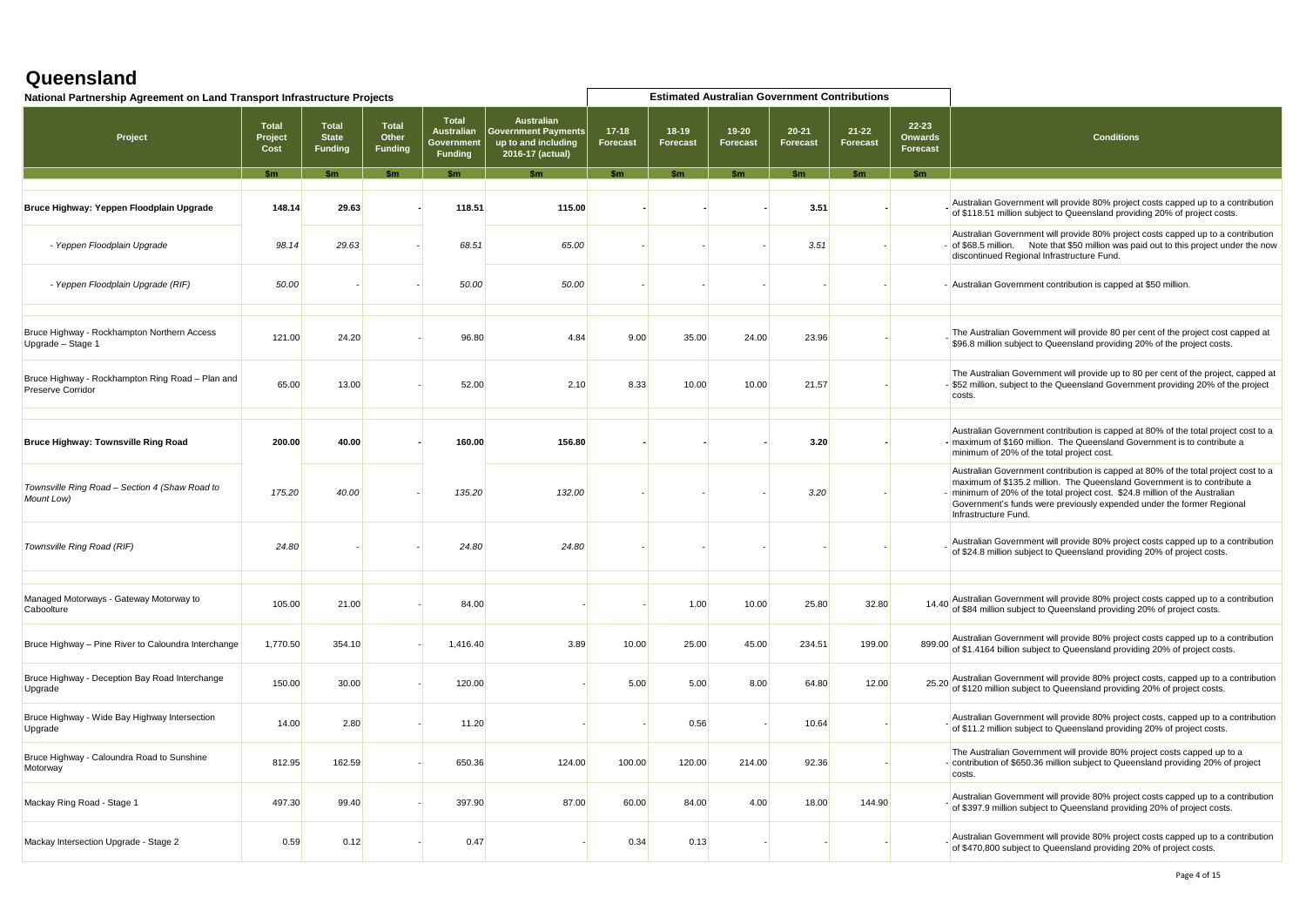# Queensland

**National Partnership Agreement on Land Transport Infrastructure Projects**

| Project | Total Project Cost | Total State Funding | Total Other Funding | Total Australian Government Funding | Australian Government Payments up to and including 2016-17 (actual) | 17-18 Forecast | 18-19 Forecast | 19-20 Forecast | 20-21 Forecast | 21-22 Forecast | 22-23 Onwards Forecast | Conditions |
|---|---|---|---|---|---|---|---|---|---|---|---|---|
| | | | | | | Estimated Australian Government Contributions | | | | | | |
| | $m | $m | $m | $m | $m | $m | $m | $m | $m | $m | $m | |
| **Bruce Highway: Yeppen Floodplain Upgrade** | **148.14** | **29.63** | **-** | **118.51** | **115.00** | **-** | **-** | **-** | **3.51** | **-** | **-** | Australian Government will provide 80% project costs capped up to a contribution of $118.51 million subject to Queensland providing 20% of project costs. |
| *- Yeppen Floodplain Upgrade* | *98.14* | *29.63* | *-* | *68.51* | *65.00* | *-* | *-* | *-* | *3.51* | *-* | *-* | Australian Government will provide 80% project costs capped up to a contribution of $68.5 million. Note that $50 million was paid out to this project under the now discontinued Regional Infrastructure Fund. |
| *- Yeppen Floodplain Upgrade (RIF)* | *50.00* | *-* | *-* | *50.00* | *50.00* | *-* | *-* | *-* | *-* | *-* | *-* | Australian Government contribution is capped at $50 million. |
| Bruce Highway - Rockhampton Northern Access Upgrade – Stage 1 | 121.00 | 24.20 | - | 96.80 | 4.84 | 9.00 | 35.00 | 24.00 | 23.96 | - | - | The Australian Government will provide 80 per cent of the project cost capped at $96.8 million subject to Queensland providing 20% of the project costs. |
| Bruce Highway - Rockhampton Ring Road – Plan and Preserve Corridor | 65.00 | 13.00 | - | 52.00 | 2.10 | 8.33 | 10.00 | 10.00 | 21.57 | - | - | The Australian Government will provide up to 80 per cent of the project, capped at $52 million, subject to the Queensland Government providing 20% of the project costs. |
| **Bruce Highway: Townsville Ring Road** | **200.00** | **40.00** | **-** | **160.00** | **156.80** | **-** | **-** | **-** | **3.20** | **-** | **-** | Australian Government contribution is capped at 80% of the total project cost to a maximum of $160 million. The Queensland Government is to contribute a minimum of 20% of the total project cost. |
| *Townsville Ring Road – Section 4 (Shaw Road to Mount Low)* | *175.20* | *40.00* | *-* | *135.20* | *132.00* | *-* | *-* | *-* | *3.20* | *-* | *-* | Australian Government contribution is capped at 80% of the total project cost to a maximum of $135.2 million. The Queensland Government is to contribute a minimum of 20% of the total project cost. $24.8 million of the Australian Government's funds were previously expended under the former Regional Infrastructure Fund. |
| *Townsville Ring Road (RIF)* | *24.80* | *-* | *-* | *24.80* | *24.80* | *-* | *-* | *-* | *-* | *-* | *-* | Australian Government will provide 80% project costs capped up to a contribution of $24.8 million subject to Queensland providing 20% of project costs. |
| Managed Motorways - Gateway Motorway to Caboolture | 105.00 | 21.00 | - | 84.00 | - | - | 1.00 | 10.00 | 25.80 | 32.80 | 14.40 | Australian Government will provide 80% project costs capped up to a contribution of $84 million subject to Queensland providing 20% of project costs. |
| Bruce Highway – Pine River to Caloundra Interchange | 1,770.50 | 354.10 | - | 1,416.40 | 3.89 | 10.00 | 25.00 | 45.00 | 234.51 | 199.00 | 899.00 | Australian Government will provide 80% project costs capped up to a contribution of $1.4164 billion subject to Queensland providing 20% of project costs. |
| Bruce Highway - Deception Bay Road Interchange Upgrade | 150.00 | 30.00 | - | 120.00 | - | 5.00 | 5.00 | 8.00 | 64.80 | 12.00 | 25.20 | Australian Government will provide 80% project costs, capped up to a contribution of $120 million subject to Queensland providing 20% of project costs. |
| Bruce Highway - Wide Bay Highway Intersection Upgrade | 14.00 | 2.80 | - | 11.20 | - | - | 0.56 | - | 10.64 | - | - | Australian Government will provide 80% project costs, capped up to a contribution of $11.2 million subject to Queensland providing 20% of project costs. |
| Bruce Highway - Caloundra Road to Sunshine Motorway | 812.95 | 162.59 | - | 650.36 | 124.00 | 100.00 | 120.00 | 214.00 | 92.36 | - | - | The Australian Government will provide 80% project costs capped up to a contribution of $650.36 million subject to Queensland providing 20% of project costs. |
| Mackay Ring Road - Stage 1 | 497.30 | 99.40 | - | 397.90 | 87.00 | 60.00 | 84.00 | 4.00 | 18.00 | 144.90 | - | Australian Government will provide 80% project costs capped up to a contribution of $397.9 million subject to Queensland providing 20% of project costs. |
| Mackay Intersection Upgrade - Stage 2 | 0.59 | 0.12 | - | 0.47 | - | 0.34 | 0.13 | - | - | - | - | Australian Government will provide 80% project costs capped up to a contribution of $470,800 subject to Queensland providing 20% of project costs. |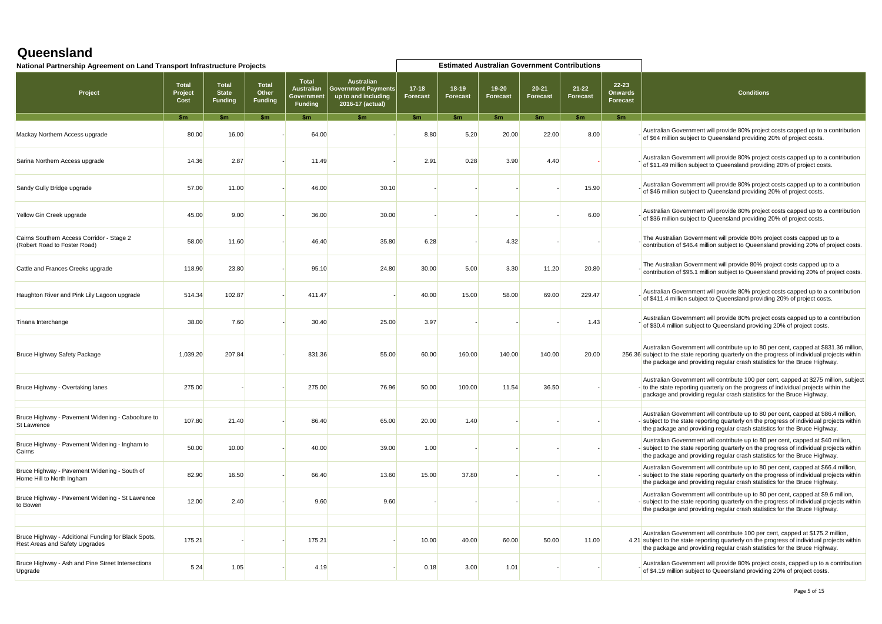# Queensland

## National Partnership Agreement on Land Transport Infrastructure Projects

| Project | Total Project Cost | Total State Funding | Total Other Funding | Total Australian Government Funding | Australian Government Payments up to and including 2016-17 (actual) | 17-18 Forecast | 18-19 Forecast | 19-20 Forecast | 20-21 Forecast | 21-22 Forecast | 22-23 Onwards Forecast | Conditions |
|---|---|---|---|---|---|---|---|---|---|---|---|---|
| | | | | | | Estimated Australian Government Contributions | | | | | | |
| | $m | $m | $m | $m | $m | $m | $m | $m | $m | $m | $m | |
| Mackay Northern Access upgrade | 80.00 | 16.00 | - | 64.00 | - | 8.80 | 5.20 | 20.00 | 22.00 | 8.00 | - | Australian Government will provide 80% project costs capped up to a contribution of $64 million subject to Queensland providing 20% of project costs. |
| Sarina Northern Access upgrade | 14.36 | 2.87 | - | 11.49 | - | 2.91 | 0.28 | 3.90 | 4.40 | - | - | Australian Government will provide 80% project costs capped up to a contribution of $11.49 million subject to Queensland providing 20% of project costs. |
| Sandy Gully Bridge upgrade | 57.00 | 11.00 | - | 46.00 | 30.10 | - | - | - | - | 15.90 | - | Australian Government will provide 80% project costs capped up to a contribution of $46 million subject to Queensland providing 20% of project costs. |
| Yellow Gin Creek upgrade | 45.00 | 9.00 | - | 36.00 | 30.00 | - | - | - | - | 6.00 | - | Australian Government will provide 80% project costs capped up to a contribution of $36 million subject to Queensland providing 20% of project costs. |
| Cairns Southern Access Corridor - Stage 2 (Robert Road to Foster Road) | 58.00 | 11.60 | - | 46.40 | 35.80 | 6.28 | - | 4.32 | - | - | - | The Australian Government will provide 80% project costs capped up to a contribution of $46.4 million subject to Queensland providing 20% of project costs. |
| Cattle and Frances Creeks upgrade | 118.90 | 23.80 | - | 95.10 | 24.80 | 30.00 | 5.00 | 3.30 | 11.20 | 20.80 | - | The Australian Government will provide 80% project costs capped up to a contribution of $95.1 million subject to Queensland providing 20% of project costs. |
| Haughton River and Pink Lily Lagoon upgrade | 514.34 | 102.87 | - | 411.47 | - | 40.00 | 15.00 | 58.00 | 69.00 | 229.47 | - | Australian Government will provide 80% project costs capped up to a contribution of $411.4 million subject to Queensland providing 20% of project costs. |
| Tinana Interchange | 38.00 | 7.60 | - | 30.40 | 25.00 | 3.97 | - | - | - | 1.43 | - | Australian Government will provide 80% project costs capped up to a contribution of $30.4 million subject to Queensland providing 20% of project costs. |
| Bruce Highway Safety Package | 1,039.20 | 207.84 | - | 831.36 | 55.00 | 60.00 | 160.00 | 140.00 | 140.00 | 20.00 | 256.36 | Australian Government will contribute up to 80 per cent, capped at $831.36 million, subject to the state reporting quarterly on the progress of individual projects within the package and providing regular crash statistics for the Bruce Highway. |
| Bruce Highway - Overtaking lanes | 275.00 | - | - | 275.00 | 76.96 | 50.00 | 100.00 | 11.54 | 36.50 | - | - | Australian Government will contribute 100 per cent, capped at $275 million, subject to the state reporting quarterly on the progress of individual projects within the package and providing regular crash statistics for the Bruce Highway. |
| | | | | | | | | | | | | |
| Bruce Highway - Pavement Widening - Caboolture to St Lawrence | 107.80 | 21.40 | - | 86.40 | 65.00 | 20.00 | 1.40 | - | - | - | - | Australian Government will contribute up to 80 per cent, capped at $86.4 million, subject to the state reporting quarterly on the progress of individual projects within the package and providing regular crash statistics for the Bruce Highway. |
| Bruce Highway - Pavement Widening - Ingham to Cairns | 50.00 | 10.00 | - | 40.00 | 39.00 | 1.00 | - | - | - | - | - | Australian Government will contribute up to 80 per cent, capped at $40 million, subject to the state reporting quarterly on the progress of individual projects within the package and providing regular crash statistics for the Bruce Highway. |
| Bruce Highway - Pavement Widening - South of Home Hill to North Ingham | 82.90 | 16.50 | - | 66.40 | 13.60 | 15.00 | 37.80 | - | - | - | - | Australian Government will contribute up to 80 per cent, capped at $66.4 million, subject to the state reporting quarterly on the progress of individual projects within the package and providing regular crash statistics for the Bruce Highway. |
| Bruce Highway - Pavement Widening - St Lawrence to Bowen | 12.00 | 2.40 | - | 9.60 | 9.60 | - | - | - | - | - | - | Australian Government will contribute up to 80 per cent, capped at $9.6 million, subject to the state reporting quarterly on the progress of individual projects within the package and providing regular crash statistics for the Bruce Highway. |
| | | | | | | | | | | | | |
| Bruce Highway - Additional Funding for Black Spots, Rest Areas and Safety Upgrades | 175.21 | - | - | 175.21 | - | 10.00 | 40.00 | 60.00 | 50.00 | 11.00 | 4.21 | Australian Government will contribute 100 per cent, capped at $175.2 million, subject to the state reporting quarterly on the progress of individual projects within the package and providing regular crash statistics for the Bruce Highway. |
| Bruce Highway - Ash and Pine Street Intersections Upgrade | 5.24 | 1.05 | - | 4.19 | - | 0.18 | 3.00 | 1.01 | - | - | - | Australian Government will provide 80% project costs, capped up to a contribution of $4.19 million subject to Queensland providing 20% of project costs. |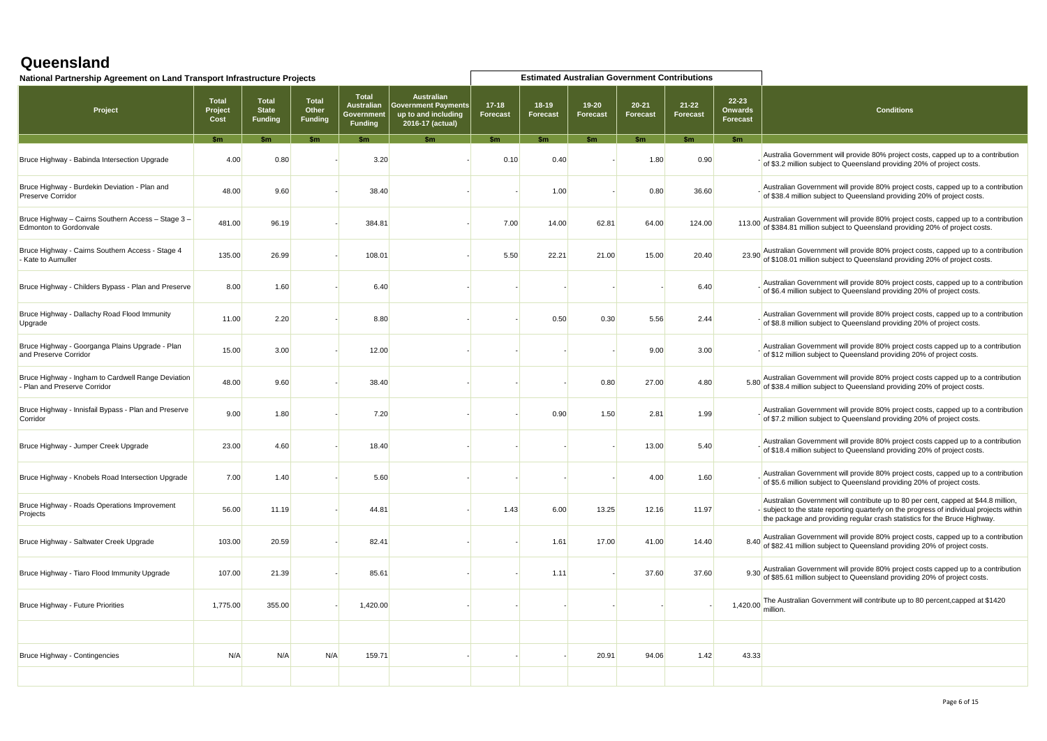# Queensland

**National Partnership Agreement on Land Transport Infrastructure Projects**

| Project | Total Project Cost | Total State Funding | Total Other Funding | Total Australian Government Funding | Australian Government Payments up to and including 2016-17 (actual) | Estimated Australian Government Contributions 17-18 Forecast | 18-19 Forecast | 19-20 Forecast | 20-21 Forecast | 21-22 Forecast | 22-23 Onwards Forecast | Conditions |
|---|---|---|---|---|---|---|---|---|---|---|---|---|
| | $m | $m | $m | $m | $m | $m | $m | $m | $m | $m | $m | |
| Bruce Highway - Babinda Intersection Upgrade | 4.00 | 0.80 | - | 3.20 | - | 0.10 | 0.40 | - | 1.80 | 0.90 | - | Australia Government will provide 80% project costs, capped up to a contribution of $3.2 million subject to Queensland providing 20% of project costs. |
| Bruce Highway - Burdekin Deviation - Plan and Preserve Corridor | 48.00 | 9.60 | - | 38.40 | - | - | 1.00 | - | 0.80 | 36.60 | - | Australian Government will provide 80% project costs, capped up to a contribution of $38.4 million subject to Queensland providing 20% of project costs. |
| Bruce Highway – Cairns Southern Access – Stage 3 – Edmonton to Gordonvale | 481.00 | 96.19 | - | 384.81 | - | 7.00 | 14.00 | 62.81 | 64.00 | 124.00 | 113.00 | Australian Government will provide 80% project costs, capped up to a contribution of $384.81 million subject to Queensland providing 20% of project costs. |
| Bruce Highway - Cairns Southern Access - Stage 4 - Kate to Aumuller | 135.00 | 26.99 | - | 108.01 | - | 5.50 | 22.21 | 21.00 | 15.00 | 20.40 | 23.90 | Australian Government will provide 80% project costs, capped up to a contribution of $108.01 million subject to Queensland providing 20% of project costs. |
| Bruce Highway - Childers Bypass - Plan and Preserve | 8.00 | 1.60 | - | 6.40 | - | - | - | - | - | 6.40 | - | Australian Government will provide 80% project costs, capped up to a contribution of $6.4 million subject to Queensland providing 20% of project costs. |
| Bruce Highway - Dallachy Road Flood Immunity Upgrade | 11.00 | 2.20 | - | 8.80 | - | - | 0.50 | 0.30 | 5.56 | 2.44 | - | Australian Government will provide 80% project costs, capped up to a contribution of $8.8 million subject to Queensland providing 20% of project costs. |
| Bruce Highway - Goorganga Plains Upgrade - Plan and Preserve Corridor | 15.00 | 3.00 | - | 12.00 | - | - | - | - | 9.00 | 3.00 | - | Australian Government will provide 80% project costs capped up to a contribution of $12 million subject to Queensland providing 20% of project costs. |
| Bruce Highway - Ingham to Cardwell Range Deviation - Plan and Preserve Corridor | 48.00 | 9.60 | - | 38.40 | - | - | - | 0.80 | 27.00 | 4.80 | 5.80 | Australian Government will provide 80% project costs capped up to a contribution of $38.4 million subject to Queensland providing 20% of project costs. |
| Bruce Highway - Innisfail Bypass - Plan and Preserve Corridor | 9.00 | 1.80 | - | 7.20 | - | - | 0.90 | 1.50 | 2.81 | 1.99 | - | Australian Government will provide 80% project costs, capped up to a contribution of $7.2 million subject to Queensland providing 20% of project costs. |
| Bruce Highway - Jumper Creek Upgrade | 23.00 | 4.60 | - | 18.40 | - | - | - | - | 13.00 | 5.40 | - | Australian Government will provide 80% project costs capped up to a contribution of $18.4 million subject to Queensland providing 20% of project costs. |
| Bruce Highway - Knobels Road Intersection Upgrade | 7.00 | 1.40 | - | 5.60 | - | - | - | - | 4.00 | 1.60 | - | Australian Government will provide 80% project costs, capped up to a contribution of $5.6 million subject to Queensland providing 20% of project costs. |
| Bruce Highway - Roads Operations Improvement Projects | 56.00 | 11.19 | - | 44.81 | - | 1.43 | 6.00 | 13.25 | 12.16 | 11.97 | - | Australian Government will contribute up to 80 per cent, capped at $44.8 million, subject to the state reporting quarterly on the progress of individual projects within the package and providing regular crash statistics for the Bruce Highway. |
| Bruce Highway - Saltwater Creek Upgrade | 103.00 | 20.59 | - | 82.41 | - | - | 1.61 | 17.00 | 41.00 | 14.40 | 8.40 | Australian Government will provide 80% project costs, capped up to a contribution of $82.41 million subject to Queensland providing 20% of project costs. |
| Bruce Highway - Tiaro Flood Immunity Upgrade | 107.00 | 21.39 | - | 85.61 | - | - | 1.11 | - | 37.60 | 37.60 | 9.30 | Australian Government will provide 80% project costs capped up to a contribution of $85.61 million subject to Queensland providing 20% of project costs. |
| Bruce Highway - Future Priorities | 1,775.00 | 355.00 | - | 1,420.00 | - | - | - | - | - | - | 1,420.00 | The Australian Government will contribute up to 80 percent,capped at $1420 million. |
| | | | | | | | | | | | | |
| Bruce Highway - Contingencies | N/A | N/A | N/A | 159.71 | - | - | - | 20.91 | 94.06 | 1.42 | 43.33 | |
| | | | | | | | | | | | | |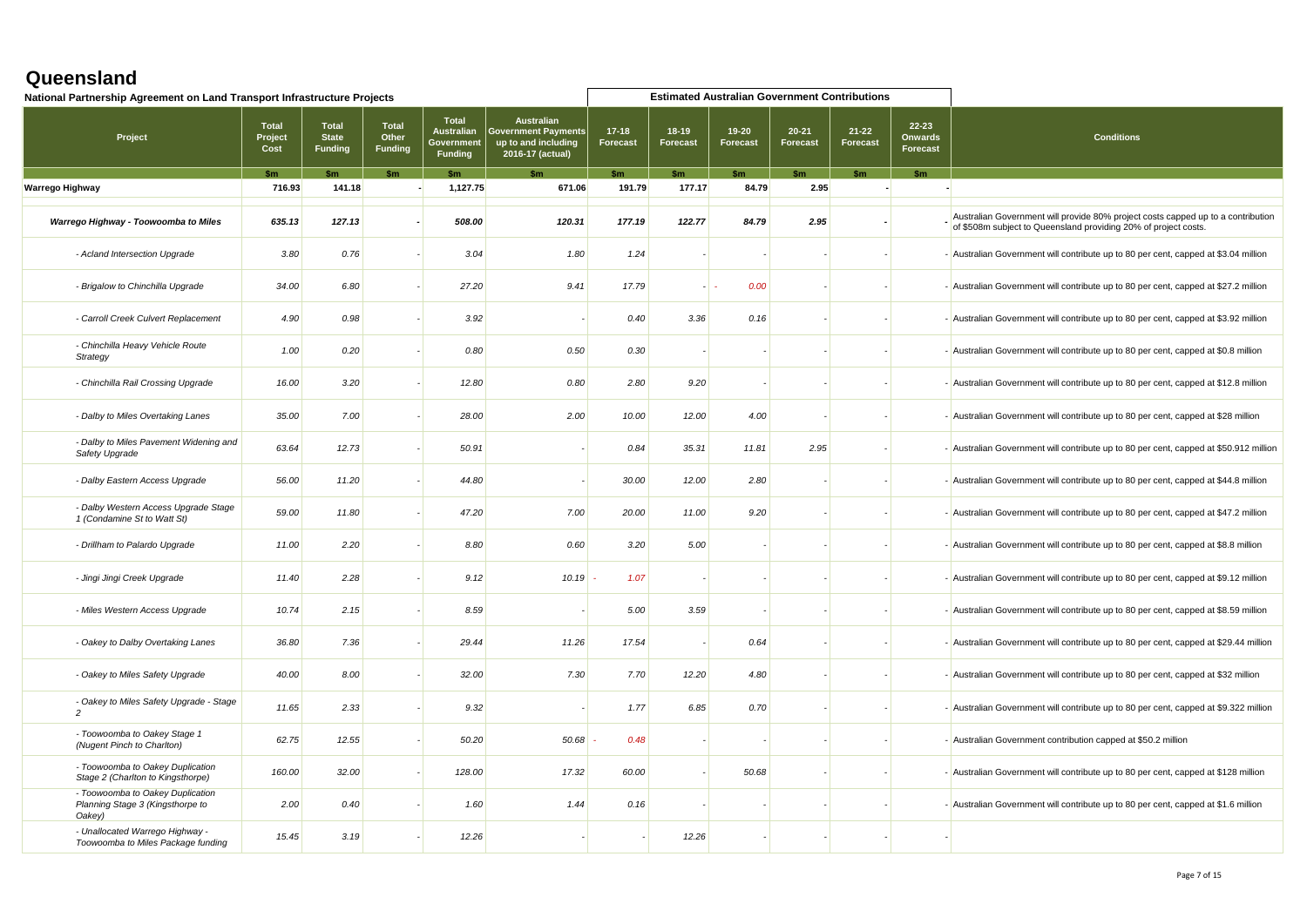# Queensland

## National Partnership Agreement on Land Transport Infrastructure Projects

| Project | Total Project Cost | Total State Funding | Total Other Funding | Total Australian Government Funding | Australian Government Payments up to and including 2016-17 (actual) | Estimated Australian Government Contributions | | | | | | Conditions |
|---|---|---|---|---|---|---|---|---|---|---|---|---|
| | | | | | | 17-18 Forecast | 18-19 Forecast | 19-20 Forecast | 20-21 Forecast | 21-22 Forecast | 22-23 Onwards Forecast | |
| | $m | $m | $m | $m | $m | $m | $m | $m | $m | $m | $m | |
| **Warrego Highway** | **716.93** | **141.18** | **-** | **1,127.75** | **671.06** | **191.79** | **177.17** | **84.79** | **2.95** | **-** | **-** | |
| ***Warrego Highway - Toowoomba to Miles*** | ***635.13*** | ***127.13*** | ***-*** | ***508.00*** | ***120.31*** | ***177.19*** | ***122.77*** | ***84.79*** | ***2.95*** | ***-*** | ***-*** | Australian Government will provide 80% project costs capped up to a contribution of $508m subject to Queensland providing 20% of project costs. |
| *- Acland Intersection Upgrade* | *3.80* | *0.76* | - | *3.04* | *1.80* | *1.24* | - | - | - | - | - | Australian Government will contribute up to 80 per cent, capped at $3.04 million |
| *- Brigalow to Chinchilla Upgrade* | *34.00* | *6.80* | - | *27.20* | *9.41* | *17.79* | - | *- 0.00* | - | - | - | Australian Government will contribute up to 80 per cent, capped at $27.2 million |
| *- Carroll Creek Culvert Replacement* | *4.90* | *0.98* | - | *3.92* | - | *0.40* | *3.36* | *0.16* | - | - | - | Australian Government will contribute up to 80 per cent, capped at $3.92 million |
| *- Chinchilla Heavy Vehicle Route Strategy* | *1.00* | *0.20* | - | *0.80* | *0.50* | *0.30* | - | - | - | - | - | Australian Government will contribute up to 80 per cent, capped at $0.8 million |
| *- Chinchilla Rail Crossing Upgrade* | *16.00* | *3.20* | - | *12.80* | *0.80* | *2.80* | *9.20* | - | - | - | - | Australian Government will contribute up to 80 per cent, capped at $12.8 million |
| *- Dalby to Miles Overtaking Lanes* | *35.00* | *7.00* | - | *28.00* | *2.00* | *10.00* | *12.00* | *4.00* | - | - | - | Australian Government will contribute up to 80 per cent, capped at $28 million |
| *- Dalby to Miles Pavement Widening and Safety Upgrade* | *63.64* | *12.73* | - | *50.91* | - | *0.84* | *35.31* | *11.81* | *2.95* | - | - | Australian Government will contribute up to 80 per cent, capped at $50.912 million |
| *- Dalby Eastern Access Upgrade* | *56.00* | *11.20* | - | *44.80* | - | *30.00* | *12.00* | *2.80* | - | - | - | Australian Government will contribute up to 80 per cent, capped at $44.8 million |
| *- Dalby Western Access Upgrade Stage 1 (Condamine St to Watt St)* | *59.00* | *11.80* | - | *47.20* | *7.00* | *20.00* | *11.00* | *9.20* | - | - | - | Australian Government will contribute up to 80 per cent, capped at $47.2 million |
| *- Drillham to Palardo Upgrade* | *11.00* | *2.20* | - | *8.80* | *0.60* | *3.20* | *5.00* | - | - | - | - | Australian Government will contribute up to 80 per cent, capped at $8.8 million |
| *- Jingi Jingi Creek Upgrade* | *11.40* | *2.28* | - | *9.12* | *10.19* | *- 1.07* | - | - | - | - | - | Australian Government will contribute up to 80 per cent, capped at $9.12 million |
| *- Miles Western Access Upgrade* | *10.74* | *2.15* | - | *8.59* | - | *5.00* | *3.59* | - | - | - | - | Australian Government will contribute up to 80 per cent, capped at $8.59 million |
| *- Oakey to Dalby Overtaking Lanes* | *36.80* | *7.36* | - | *29.44* | *11.26* | *17.54* | - | *0.64* | - | - | - | Australian Government will contribute up to 80 per cent, capped at $29.44 million |
| *- Oakey to Miles Safety Upgrade* | *40.00* | *8.00* | - | *32.00* | *7.30* | *7.70* | *12.20* | *4.80* | - | - | - | Australian Government will contribute up to 80 per cent, capped at $32 million |
| *- Oakey to Miles Safety Upgrade - Stage 2* | *11.65* | *2.33* | - | *9.32* | - | *1.77* | *6.85* | *0.70* | - | - | - | Australian Government will contribute up to 80 per cent, capped at $9.322 million |
| *- Toowoomba to Oakey Stage 1 (Nugent Pinch to Charlton)* | *62.75* | *12.55* | - | *50.20* | *50.68* | *- 0.48* | - | - | - | - | - | Australian Government contribution capped at $50.2 million |
| *- Toowoomba to Oakey Duplication Stage 2 (Charlton to Kingsthorpe)* | *160.00* | *32.00* | - | *128.00* | *17.32* | *60.00* | - | *50.68* | - | - | - | Australian Government will contribute up to 80 per cent, capped at $128 million |
| *- Toowoomba to Oakey Duplication Planning Stage 3 (Kingsthorpe to Oakey)* | *2.00* | *0.40* | - | *1.60* | *1.44* | *0.16* | - | - | - | - | - | Australian Government will contribute up to 80 per cent, capped at $1.6 million |
| *- Unallocated Warrego Highway - Toowoomba to Miles Package funding* | *15.45* | *3.19* | - | *12.26* | - | - | *12.26* | - | - | - | - | |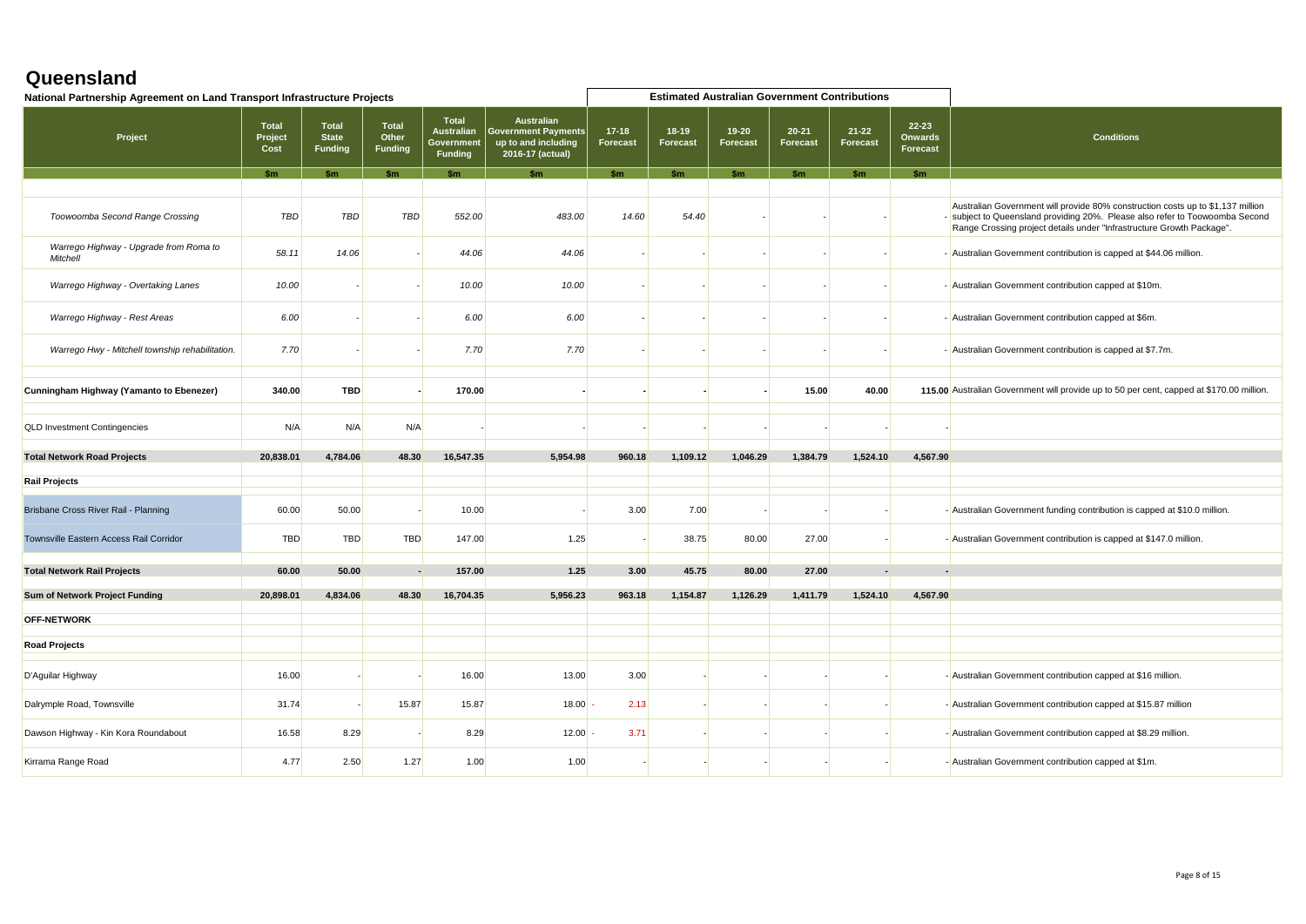# Queensland

## National Partnership Agreement on Land Transport Infrastructure Projects

| Project | Total Project Cost | Total State Funding | Total Other Funding | Total Australian Government Funding | Australian Government Payments up to and including 2016-17 (actual) | 17-18 Forecast | 18-19 Forecast | 19-20 Forecast | 20-21 Forecast | 21-22 Forecast | 22-23 Onwards Forecast | Conditions |
|---|---|---|---|---|---|---|---|---|---|---|---|---|
| | | | | | | Estimated Australian Government Contributions | | | | | | |
| | $m | $m | $m | $m | $m | $m | $m | $m | $m | $m | $m | |
| *Toowoomba Second Range Crossing* | *TBD* | *TBD* | *TBD* | *552.00* | *483.00* | *14.60* | *54.40* | - | - | - | - | Australian Government will provide 80% construction costs up to $1,137 million subject to Queensland providing 20%. Please also refer to Toowoomba Second Range Crossing project details under "Infrastructure Growth Package". |
| *Warrego Highway - Upgrade from Roma to Mitchell* | *58.11* | *14.06* | - | *44.06* | *44.06* | - | - | - | - | - | - | Australian Government contribution is capped at $44.06 million. |
| *Warrego Highway - Overtaking Lanes* | *10.00* | - | - | *10.00* | *10.00* | - | - | - | - | - | - | Australian Government contribution capped at $10m. |
| *Warrego Highway - Rest Areas* | *6.00* | - | - | *6.00* | *6.00* | - | - | - | - | - | - | Australian Government contribution capped at $6m. |
| *Warrego Hwy - Mitchell township rehabilitation.* | *7.70* | - | - | *7.70* | *7.70* | - | - | - | - | - | - | Australian Government contribution is capped at $7.7m. |
| **Cunningham Highway (Yamanto to Ebenezer)** | **340.00** | **TBD** | **-** | **170.00** | **-** | **-** | **-** | **-** | **15.00** | **40.00** | **115.00** | Australian Government will provide up to 50 per cent, capped at $170.00 million. |
| QLD Investment Contingencies | N/A | N/A | N/A | - | - | - | - | - | - | - | - | |
| **Total Network Road Projects** | **20,838.01** | **4,784.06** | **48.30** | **16,547.35** | **5,954.98** | **960.18** | **1,109.12** | **1,046.29** | **1,384.79** | **1,524.10** | **4,567.90** | |
| **Rail Projects** | | | | | | | | | | | | |
| Brisbane Cross River Rail - Planning | 60.00 | 50.00 | - | 10.00 | - | 3.00 | 7.00 | - | - | - | - | Australian Government funding contribution is capped at $10.0 million. |
| Townsville Eastern Access Rail Corridor | TBD | TBD | TBD | 147.00 | 1.25 | - | 38.75 | 80.00 | 27.00 | - | - | Australian Government contribution is capped at $147.0 million. |
| **Total Network Rail Projects** | **60.00** | **50.00** | **-** | **157.00** | **1.25** | **3.00** | **45.75** | **80.00** | **27.00** | **-** | **-** | |
| **Sum of Network Project Funding** | **20,898.01** | **4,834.06** | **48.30** | **16,704.35** | **5,956.23** | **963.18** | **1,154.87** | **1,126.29** | **1,411.79** | **1,524.10** | **4,567.90** | |
| **OFF-NETWORK** | | | | | | | | | | | | |
| **Road Projects** | | | | | | | | | | | | |
| D'Aguilar Highway | 16.00 | - | - | 16.00 | 13.00 | 3.00 | - | - | - | - | - | Australian Government contribution capped at $16 million. |
| Dalrymple Road, Townsville | 31.74 | - | 15.87 | 15.87 | 18.00 | - 2.13 | - | - | - | - | - | Australian Government contribution capped at $15.87 million |
| Dawson Highway - Kin Kora Roundabout | 16.58 | 8.29 | - | 8.29 | 12.00 | - 3.71 | - | - | - | - | - | Australian Government contribution capped at $8.29 million. |
| Kirrama Range Road | 4.77 | 2.50 | 1.27 | 1.00 | 1.00 | - | - | - | - | - | - | Australian Government contribution capped at $1m. |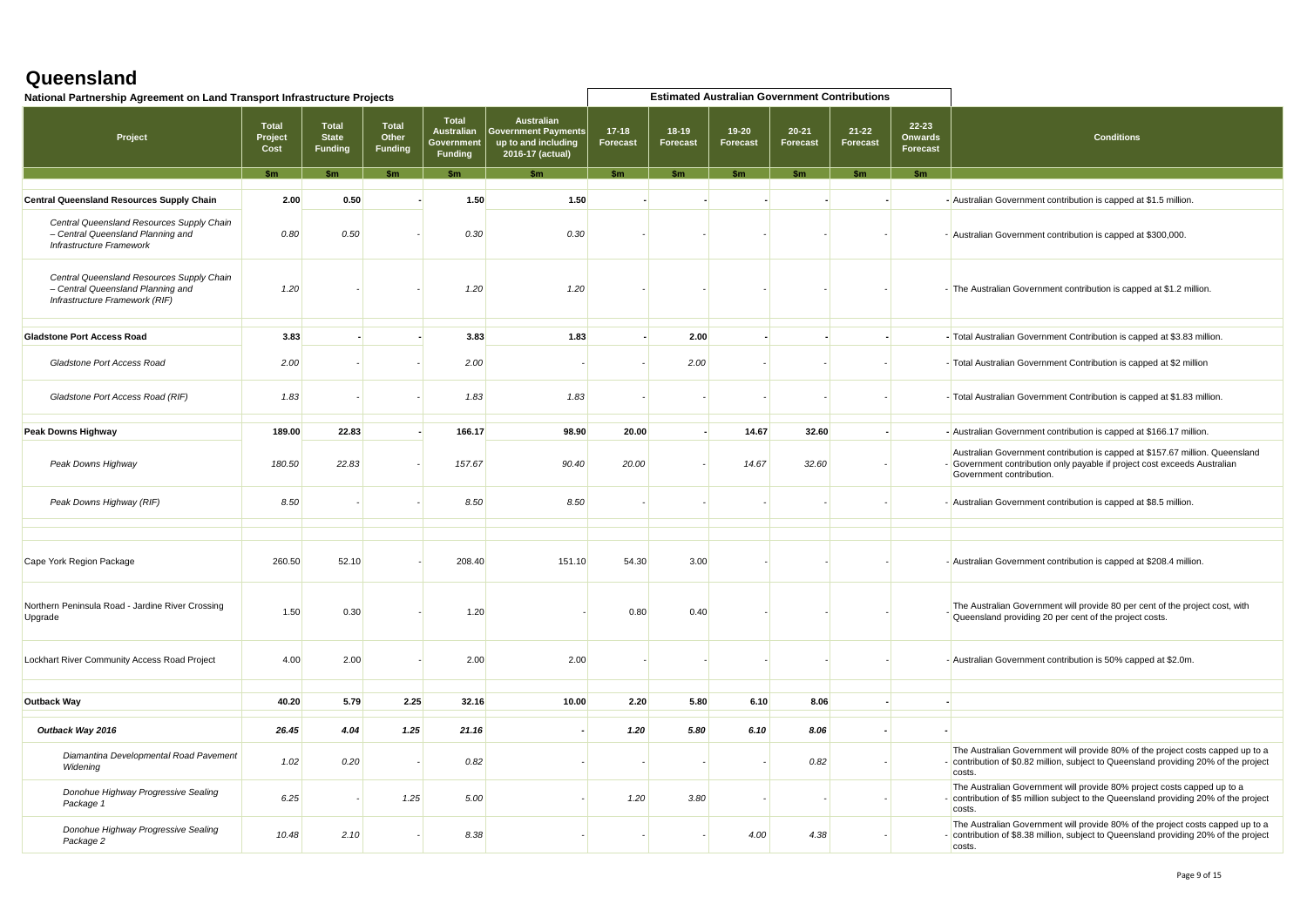# Queensland

## National Partnership Agreement on Land Transport Infrastructure Projects

| Project | Total Project Cost | Total State Funding | Total Other Funding | Total Australian Government Funding | Australian Government Payments up to and including 2016-17 (actual) | Estimated Australian Government Contributions | | | | | | Conditions |
|---|---|---|---|---|---|---|---|---|---|---|---|---|
| | | | | | | 17-18 Forecast | 18-19 Forecast | 19-20 Forecast | 20-21 Forecast | 21-22 Forecast | 22-23 Onwards Forecast | |
| | $m | $m | $m | $m | $m | $m | $m | $m | $m | $m | $m | |
| **Central Queensland Resources Supply Chain** | **2.00** | **0.50** | **-** | **1.50** | **1.50** | **-** | **-** | **-** | **-** | **-** | **-** | Australian Government contribution is capped at $1.5 million. |
| *Central Queensland Resources Supply Chain – Central Queensland Planning and Infrastructure Framework* | *0.80* | *0.50* | *-* | *0.30* | *0.30* | *-* | *-* | *-* | *-* | *-* | *-* | Australian Government contribution is capped at $300,000. |
| *Central Queensland Resources Supply Chain – Central Queensland Planning and Infrastructure Framework (RIF)* | *1.20* | *-* | *-* | *1.20* | *1.20* | *-* | *-* | *-* | *-* | *-* | *-* | The Australian Government contribution is capped at $1.2 million. |
| **Gladstone Port Access Road** | **3.83** | **-** | **-** | **3.83** | **1.83** | **-** | **2.00** | **-** | **-** | **-** | **-** | Total Australian Government Contribution is capped at $3.83 million. |
| *Gladstone Port Access Road* | *2.00* | *-* | *-* | *2.00* | *-* | *-* | *2.00* | *-* | *-* | *-* | *-* | Total Australian Government Contribution is capped at $2 million |
| *Gladstone Port Access Road (RIF)* | *1.83* | *-* | *-* | *1.83* | *1.83* | *-* | *-* | *-* | *-* | *-* | *-* | Total Australian Government Contribution is capped at $1.83 million. |
| **Peak Downs Highway** | **189.00** | **22.83** | **-** | **166.17** | **98.90** | **20.00** | **-** | **14.67** | **32.60** | **-** | **-** | Australian Government contribution is capped at $166.17 million. |
| *Peak Downs Highway* | *180.50* | *22.83* | *-* | *157.67* | *90.40* | *20.00* | *-* | *14.67* | *32.60* | *-* | *-* | Australian Government contribution is capped at $157.67 million. Queensland Government contribution only payable if project cost exceeds Australian Government contribution. |
| *Peak Downs Highway (RIF)* | *8.50* | *-* | *-* | *8.50* | *8.50* | *-* | *-* | *-* | *-* | *-* | *-* | Australian Government contribution is capped at $8.5 million. |
| Cape York Region Package | 260.50 | 52.10 | - | 208.40 | 151.10 | 54.30 | 3.00 | - | - | - | - | Australian Government contribution is capped at $208.4 million. |
| Northern Peninsula Road - Jardine River Crossing Upgrade | 1.50 | 0.30 | - | 1.20 | - | 0.80 | 0.40 | - | - | - | - | The Australian Government will provide 80 per cent of the project cost, with Queensland providing 20 per cent of the project costs. |
| Lockhart River Community Access Road Project | 4.00 | 2.00 | - | 2.00 | 2.00 | - | - | - | - | - | - | Australian Government contribution is 50% capped at $2.0m. |
| **Outback Way** | **40.20** | **5.79** | **2.25** | **32.16** | **10.00** | **2.20** | **5.80** | **6.10** | **8.06** | **-** | **-** | |
| ***Outback Way 2016*** | ***26.45*** | ***4.04*** | ***1.25*** | ***21.16*** | ***-*** | ***1.20*** | ***5.80*** | ***6.10*** | ***8.06*** | ***-*** | ***-*** | |
| *Diamantina Developmental Road Pavement Widening* | *1.02* | *0.20* | *-* | *0.82* | *-* | *-* | *-* | *-* | *0.82* | *-* | *-* | The Australian Government will provide 80% of the project costs capped up to a contribution of $0.82 million, subject to Queensland providing 20% of the project costs. |
| *Donohue Highway Progressive Sealing Package 1* | *6.25* | *-* | *1.25* | *5.00* | *-* | *1.20* | *3.80* | *-* | *-* | *-* | *-* | The Australian Government will provide 80% project costs capped up to a contribution of $5 million subject to the Queensland providing 20% of the project costs. |
| *Donohue Highway Progressive Sealing Package 2* | *10.48* | *2.10* | *-* | *8.38* | *-* | *-* | *-* | *4.00* | *4.38* | *-* | *-* | The Australian Government will provide 80% of the project costs capped up to a contribution of $8.38 million, subject to Queensland providing 20% of the project costs. |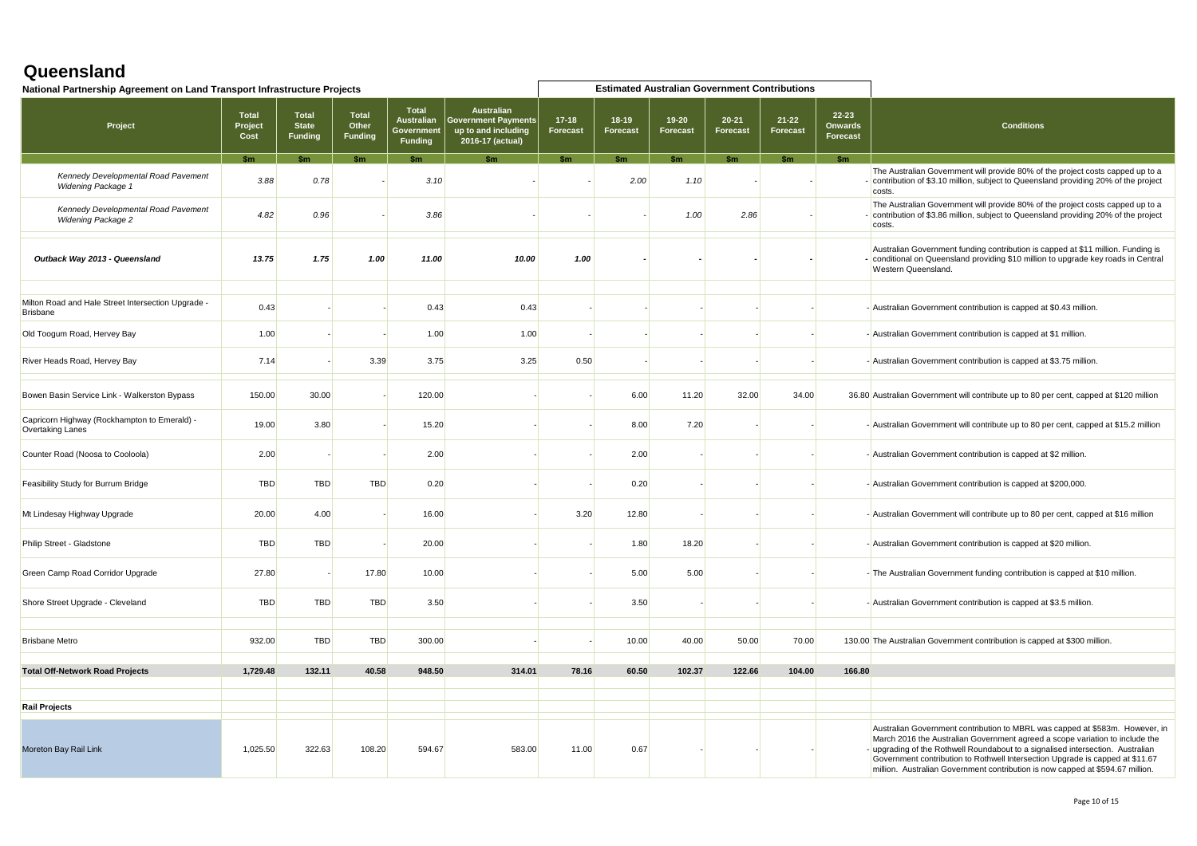# Queensland

**National Partnership Agreement on Land Transport Infrastructure Projects**

| Project | Total Project Cost | Total State Funding | Total Other Funding | Total Australian Government Funding | Australian Government Payments up to and including 2016-17 (actual) | 17-18 Forecast | 18-19 Forecast | 19-20 Forecast | 20-21 Forecast | 21-22 Forecast | 22-23 Onwards Forecast | Conditions |
|---|---|---|---|---|---|---|---|---|---|---|---|---|
| | | | | | | Estimated Australian Government Contributions | | | | | | |
| | $m | $m | $m | $m | $m | $m | $m | $m | $m | $m | $m | |
| *Kennedy Developmental Road Pavement Widening Package 1* | *3.88* | *0.78* | *-* | *3.10* | *-* | *-* | *2.00* | *1.10* | *-* | *-* | *-* | The Australian Government will provide 80% of the project costs capped up to a contribution of $3.10 million, subject to Queensland providing 20% of the project costs. |
| *Kennedy Developmental Road Pavement Widening Package 2* | *4.82* | *0.96* | *-* | *3.86* | *-* | *-* | *-* | *1.00* | *2.86* | *-* | *-* | The Australian Government will provide 80% of the project costs capped up to a contribution of $3.86 million, subject to Queensland providing 20% of the project costs. |
| ***Outback Way 2013 - Queensland*** | ***13.75*** | ***1.75*** | ***1.00*** | ***11.00*** | ***10.00*** | ***1.00*** | ***-*** | ***-*** | ***-*** | ***-*** | ***-*** | Australian Government funding contribution is capped at $11 million. Funding is conditional on Queensland providing $10 million to upgrade key roads in Central Western Queensland. |
| Milton Road and Hale Street Intersection Upgrade - Brisbane | 0.43 | - | - | 0.43 | 0.43 | - | - | - | - | - | - | Australian Government contribution is capped at $0.43 million. |
| Old Toogum Road, Hervey Bay | 1.00 | - | - | 1.00 | 1.00 | - | - | - | - | - | - | Australian Government contribution is capped at $1 million. |
| River Heads Road, Hervey Bay | 7.14 | - | 3.39 | 3.75 | 3.25 | 0.50 | - | - | - | - | - | Australian Government contribution is capped at $3.75 million. |
| Bowen Basin Service Link - Walkerston Bypass | 150.00 | 30.00 | - | 120.00 | - | - | 6.00 | 11.20 | 32.00 | 34.00 | 36.80 | Australian Government will contribute up to 80 per cent, capped at $120 million |
| Capricorn Highway (Rockhampton to Emerald) - Overtaking Lanes | 19.00 | 3.80 | - | 15.20 | - | - | 8.00 | 7.20 | - | - | - | Australian Government will contribute up to 80 per cent, capped at $15.2 million |
| Counter Road (Noosa to Cooloola) | 2.00 | - | - | 2.00 | - | - | 2.00 | - | - | - | - | Australian Government contribution is capped at $2 million. |
| Feasibility Study for Burrum Bridge | TBD | TBD | TBD | 0.20 | - | - | 0.20 | - | - | - | - | Australian Government contribution is capped at $200,000. |
| Mt Lindesay Highway Upgrade | 20.00 | 4.00 | - | 16.00 | - | 3.20 | 12.80 | - | - | - | - | Australian Government will contribute up to 80 per cent, capped at $16 million |
| Philip Street - Gladstone | TBD | TBD | - | 20.00 | - | - | 1.80 | 18.20 | - | - | - | Australian Government contribution is capped at $20 million. |
| Green Camp Road Corridor Upgrade | 27.80 | - | 17.80 | 10.00 | - | - | 5.00 | 5.00 | - | - | - | The Australian Government funding contribution is capped at $10 million. |
| Shore Street Upgrade - Cleveland | TBD | TBD | TBD | 3.50 | - | - | 3.50 | - | - | - | - | Australian Government contribution is capped at $3.5 million. |
| Brisbane Metro | 932.00 | TBD | TBD | 300.00 | - | - | 10.00 | 40.00 | 50.00 | 70.00 | 130.00 | The Australian Government contribution is capped at $300 million. |
| **Total Off-Network Road Projects** | **1,729.48** | **132.11** | **40.58** | **948.50** | **314.01** | **78.16** | **60.50** | **102.37** | **122.66** | **104.00** | **166.80** | |
| **Rail Projects** | | | | | | | | | | | | |
| Moreton Bay Rail Link | 1,025.50 | 322.63 | 108.20 | 594.67 | 583.00 | 11.00 | 0.67 | - | - | - | - | Australian Government contribution to MBRL was capped at $583m. However, in March 2016 the Australian Government agreed a scope variation to include the upgrading of the Rothwell Roundabout to a signalised intersection. Australian Government contribution to Rothwell Intersection Upgrade is capped at $11.67 million. Australian Government contribution is now capped at $594.67 million. |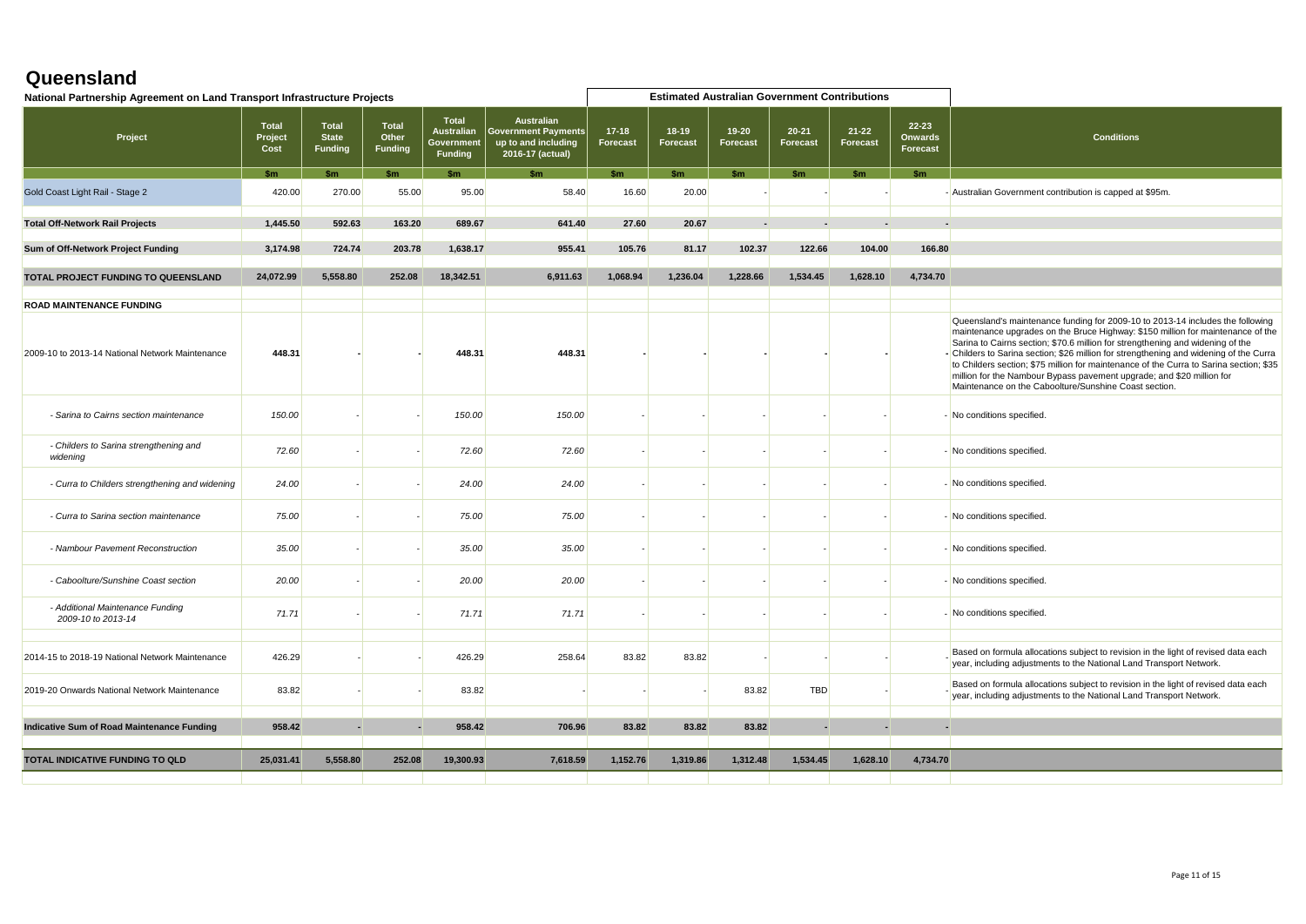# Queensland

## National Partnership Agreement on Land Transport Infrastructure Projects

| Project | Total Project Cost | Total State Funding | Total Other Funding | Total Australian Government Funding | Australian Government Payments up to and including 2016-17 (actual) | 17-18 Forecast | 18-19 Forecast | 19-20 Forecast | 20-21 Forecast | 21-22 Forecast | 22-23 Onwards Forecast | Conditions |
|---|---|---|---|---|---|---|---|---|---|---|---|---|
| | | | | | | Estimated Australian Government Contributions | | | | | | |
| | $m | $m | $m | $m | $m | $m | $m | $m | $m | $m | $m | |
| Gold Coast Light Rail - Stage 2 | 420.00 | 270.00 | 55.00 | 95.00 | 58.40 | 16.60 | 20.00 | - | - | - | - | Australian Government contribution is capped at $95m. |
| **Total Off-Network Rail Projects** | **1,445.50** | **592.63** | **163.20** | **689.67** | **641.40** | **27.60** | **20.67** | **-** | **-** | **-** | **-** | |
| **Sum of Off-Network Project Funding** | **3,174.98** | **724.74** | **203.78** | **1,638.17** | **955.41** | **105.76** | **81.17** | **102.37** | **122.66** | **104.00** | **166.80** | |
| **TOTAL PROJECT FUNDING TO QUEENSLAND** | **24,072.99** | **5,558.80** | **252.08** | **18,342.51** | **6,911.63** | **1,068.94** | **1,236.04** | **1,228.66** | **1,534.45** | **1,628.10** | **4,734.70** | |
| **ROAD MAINTENANCE FUNDING** | | | | | | | | | | | | |
| 2009-10 to 2013-14 National Network Maintenance | **448.31** | **-** | **-** | **448.31** | **448.31** | **-** | **-** | **-** | **-** | **-** | **-** | Queensland's maintenance funding for 2009-10 to 2013-14 includes the following maintenance upgrades on the Bruce Highway: $150 million for maintenance of the Sarina to Cairns section; $70.6 million for strengthening and widening of the Childers to Sarina section; $26 million for strengthening and widening of the Curra to Childers section; $75 million for maintenance of the Curra to Sarina section; $35 million for the Nambour Bypass pavement upgrade; and $20 million for Maintenance on the Caboolture/Sunshine Coast section. |
| *- Sarina to Cairns section maintenance* | *150.00* | - | - | *150.00* | *150.00* | - | - | - | - | - | - | No conditions specified. |
| *- Childers to Sarina strengthening and widening* | *72.60* | - | - | *72.60* | *72.60* | - | - | - | - | - | - | No conditions specified. |
| *- Curra to Childers strengthening and widening* | *24.00* | - | - | *24.00* | *24.00* | - | - | - | - | - | - | No conditions specified. |
| *- Curra to Sarina section maintenance* | *75.00* | - | - | *75.00* | *75.00* | - | - | - | - | - | - | No conditions specified. |
| *- Nambour Pavement Reconstruction* | *35.00* | - | - | *35.00* | *35.00* | - | - | - | - | - | - | No conditions specified. |
| *- Caboolture/Sunshine Coast section* | *20.00* | - | - | *20.00* | *20.00* | - | - | - | - | - | - | No conditions specified. |
| *- Additional Maintenance Funding 2009-10 to 2013-14* | *71.71* | - | - | *71.71* | *71.71* | - | - | - | - | - | - | No conditions specified. |
| 2014-15 to 2018-19 National Network Maintenance | 426.29 | - | - | 426.29 | 258.64 | 83.82 | 83.82 | - | - | - | - | Based on formula allocations subject to revision in the light of revised data each year, including adjustments to the National Land Transport Network. |
| 2019-20 Onwards National Network Maintenance | 83.82 | - | - | 83.82 | - | - | - | 83.82 | TBD | - | - | Based on formula allocations subject to revision in the light of revised data each year, including adjustments to the National Land Transport Network. |
| **Indicative Sum of Road Maintenance Funding** | **958.42** | **-** | **-** | **958.42** | **706.96** | **83.82** | **83.82** | **83.82** | **-** | **-** | **-** | |
| **TOTAL INDICATIVE FUNDING TO QLD** | **25,031.41** | **5,558.80** | **252.08** | **19,300.93** | **7,618.59** | **1,152.76** | **1,319.86** | **1,312.48** | **1,534.45** | **1,628.10** | **4,734.70** | |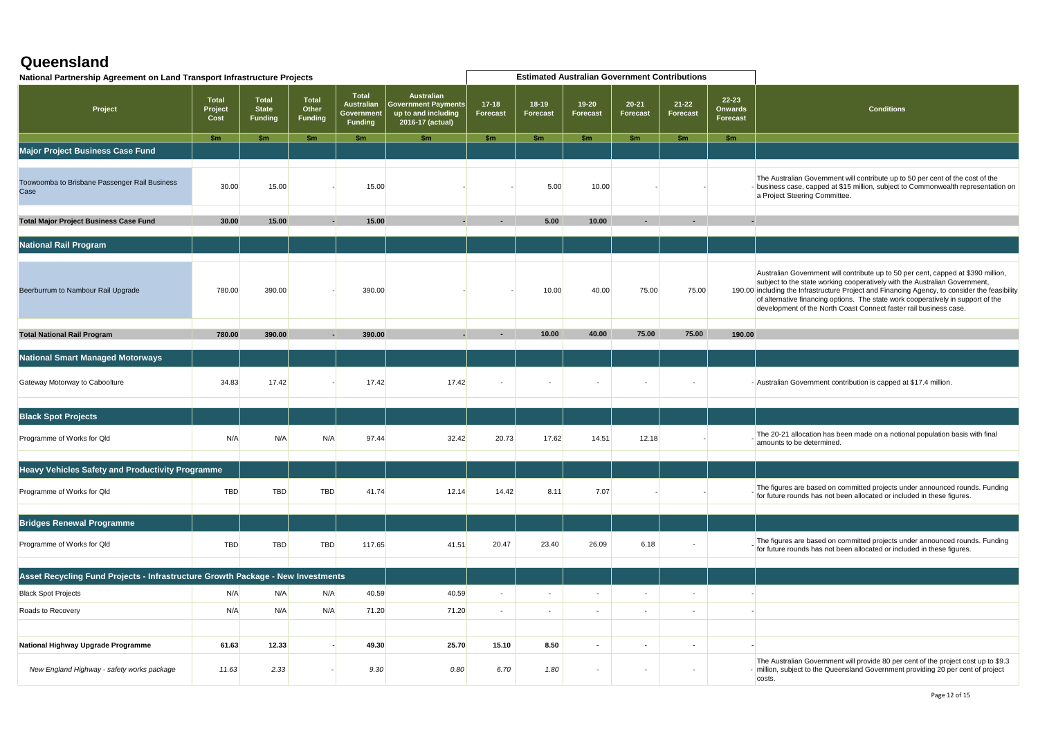# Queensland

**National Partnership Agreement on Land Transport Infrastructure Projects**

| Project | Total Project Cost | Total State Funding | Total Other Funding | Total Australian Government Funding | Australian Government Payments up to and including 2016-17 (actual) | Estimated Australian Government Contributions 17-18 Forecast | 18-19 Forecast | 19-20 Forecast | 20-21 Forecast | 21-22 Forecast | 22-23 Onwards Forecast | Conditions |
|---|---|---|---|---|---|---|---|---|---|---|---|---|
| | $m | $m | $m | $m | $m | $m | $m | $m | $m | $m | $m | |
| **Major Project Business Case Fund** | | | | | | | | | | | | |
| Toowoomba to Brisbane Passenger Rail Business Case | 30.00 | 15.00 | - | 15.00 | - | - | 5.00 | 10.00 | - | - | - | The Australian Government will contribute up to 50 per cent of the cost of the business case, capped at $15 million, subject to Commonwealth representation on a Project Steering Committee. |
| **Total Major Project Business Case Fund** | **30.00** | **15.00** | **-** | **15.00** | **-** | **-** | **5.00** | **10.00** | **-** | **-** | **-** | |
| **National Rail Program** | | | | | | | | | | | | |
| Beerburrum to Nambour Rail Upgrade | 780.00 | 390.00 | - | 390.00 | - | - | 10.00 | 40.00 | 75.00 | 75.00 | 190.00 | Australian Government will contribute up to 50 per cent, capped at $390 million, subject to the state working cooperatively with the Australian Government, including the Infrastructure Project and Financing Agency, to consider the feasibility of alternative financing options. The state work cooperatively in support of the development of the North Coast Connect faster rail business case. |
| **Total National Rail Program** | **780.00** | **390.00** | **-** | **390.00** | **-** | **-** | **10.00** | **40.00** | **75.00** | **75.00** | **190.00** | |
| **National Smart Managed Motorways** | | | | | | | | | | | | |
| Gateway Motorway to Caboolture | 34.83 | 17.42 | - | 17.42 | 17.42 | - | - | - | - | - | - | Australian Government contribution is capped at $17.4 million. |
| **Black Spot Projects** | | | | | | | | | | | | |
| Programme of Works for Qld | N/A | N/A | N/A | 97.44 | 32.42 | 20.73 | 17.62 | 14.51 | 12.18 | - | - | The 20-21 allocation has been made on a notional population basis with final amounts to be determined. |
| **Heavy Vehicles Safety and Productivity Programme** | | | | | | | | | | | | |
| Programme of Works for Qld | TBD | TBD | TBD | 41.74 | 12.14 | 14.42 | 8.11 | 7.07 | - | - | - | The figures are based on committed projects under announced rounds. Funding for future rounds has not been allocated or included in these figures. |
| **Bridges Renewal Programme** | | | | | | | | | | | | |
| Programme of Works for Qld | TBD | TBD | TBD | 117.65 | 41.51 | 20.47 | 23.40 | 26.09 | 6.18 | - | - | The figures are based on committed projects under announced rounds. Funding for future rounds has not been allocated or included in these figures. |
| **Asset Recycling Fund Projects - Infrastructure Growth Package - New Investments** | | | | | | | | | | | | |
| Black Spot Projects | N/A | N/A | N/A | 40.59 | 40.59 | - | - | - | - | - | - | |
| Roads to Recovery | N/A | N/A | N/A | 71.20 | 71.20 | - | - | - | - | - | - | |
| **National Highway Upgrade Programme** | **61.63** | **12.33** | **-** | **49.30** | **25.70** | **15.10** | **8.50** | **-** | **-** | **-** | **-** | |
| *New England Highway - safety works package* | *11.63* | *2.33* | - | *9.30* | *0.80* | *6.70* | *1.80* | - | - | - | - | The Australian Government will provide 80 per cent of the project cost up to $9.3 million, subject to the Queensland Government providing 20 per cent of project costs. |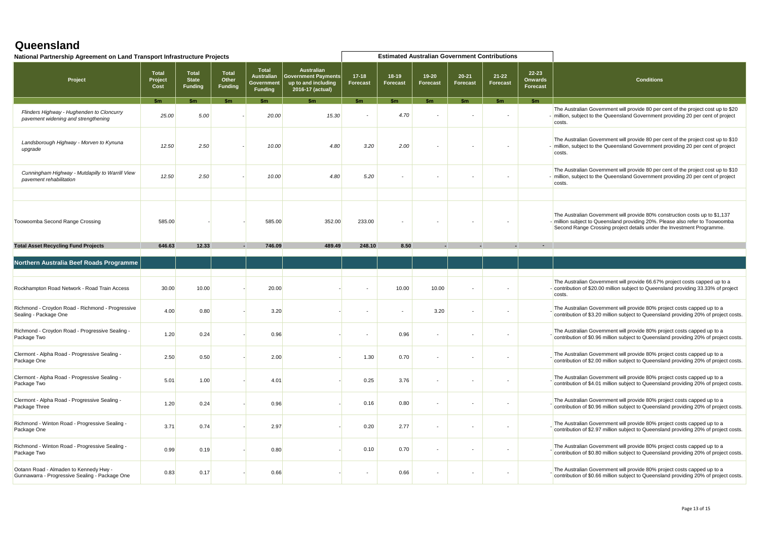# Queensland

**National Partnership Agreement on Land Transport Infrastructure Projects**

| Project | Total Project Cost | Total State Funding | Total Other Funding | Total Australian Government Funding | Australian Government Payments up to and including 2016-17 (actual) | 17-18 Forecast | 18-19 Forecast | 19-20 Forecast | 20-21 Forecast | 21-22 Forecast | 22-23 Onwards Forecast | Conditions |
|---|---|---|---|---|---|---|---|---|---|---|---|---|
| | | | | | | **Estimated Australian Government Contributions** | | | | | | |
| | $m | $m | $m | $m | $m | $m | $m | $m | $m | $m | $m | |
| *Flinders Highway - Hughenden to Cloncurry pavement widening and strengthening* | *25.00* | *5.00* | - | *20.00* | *15.30* | - | *4.70* | - | - | - | - | The Australian Government will provide 80 per cent of the project cost up to $20 million, subject to the Queensland Government providing 20 per cent of project costs. |
| *Landsborough Highway - Morven to Kynuna upgrade* | *12.50* | *2.50* | - | *10.00* | *4.80* | *3.20* | *2.00* | - | - | - | - | The Australian Government will provide 80 per cent of the project cost up to $10 million, subject to the Queensland Government providing 20 per cent of project costs. |
| *Cunningham Highway - Mutdapilly to Warrill View pavement rehabilitation* | *12.50* | *2.50* | - | *10.00* | *4.80* | *5.20* | - | - | - | - | - | The Australian Government will provide 80 per cent of the project cost up to $10 million, subject to the Queensland Government providing 20 per cent of project costs. |
| | | | | | | | | | | | | |
| Toowoomba Second Range Crossing | 585.00 | - | - | 585.00 | 352.00 | 233.00 | - | - | - | - | - | The Australian Government will provide 80% construction costs up to $1,137 million subject to Queensland providing 20%. Please also refer to Toowoomba Second Range Crossing project details under the Investment Programme. |
| **Total Asset Recycling Fund Projects** | **646.63** | **12.33** | **-** | **746.09** | **489.49** | **248.10** | **8.50** | **-** | **-** | **-** | **-** | |
| **Northern Australia Beef Roads Programme** | | | | | | | | | | | | |
| Rockhampton Road Network - Road Train Access | 30.00 | 10.00 | - | 20.00 | - | - | 10.00 | 10.00 | - | - | - | The Australian Government will provide 66.67% project costs capped up to a contribution of $20.00 million subject to Queensland providing 33.33% of project costs. |
| Richmond - Croydon Road - Richmond - Progressive Sealing - Package One | 4.00 | 0.80 | - | 3.20 | - | - | - | 3.20 | - | - | - | The Australian Government will provide 80% project costs capped up to a contribution of $3.20 million subject to Queensland providing 20% of project costs. |
| Richmond - Croydon Road - Progressive Sealing - Package Two | 1.20 | 0.24 | - | 0.96 | - | - | 0.96 | - | - | - | - | The Australian Government will provide 80% project costs capped up to a contribution of $0.96 million subject to Queensland providing 20% of project costs. |
| Clermont - Alpha Road - Progressive Sealing - Package One | 2.50 | 0.50 | - | 2.00 | - | 1.30 | 0.70 | - | - | - | - | The Australian Government will provide 80% project costs capped up to a contribution of $2.00 million subject to Queensland providing 20% of project costs. |
| Clermont - Alpha Road - Progressive Sealing - Package Two | 5.01 | 1.00 | - | 4.01 | - | 0.25 | 3.76 | - | - | - | - | The Australian Government will provide 80% project costs capped up to a contribution of $4.01 million subject to Queensland providing 20% of project costs. |
| Clermont - Alpha Road - Progressive Sealing - Package Three | 1.20 | 0.24 | - | 0.96 | - | 0.16 | 0.80 | - | - | - | - | The Australian Government will provide 80% project costs capped up to a contribution of $0.96 million subject to Queensland providing 20% of project costs. |
| Richmond - Winton Road - Progressive Sealing - Package One | 3.71 | 0.74 | - | 2.97 | - | 0.20 | 2.77 | - | - | - | - | The Australian Government will provide 80% project costs capped up to a contribution of $2.97 million subject to Queensland providing 20% of project costs. |
| Richmond - Winton Road - Progressive Sealing - Package Two | 0.99 | 0.19 | - | 0.80 | - | 0.10 | 0.70 | - | - | - | - | The Australian Government will provide 80% project costs capped up to a contribution of $0.80 million subject to Queensland providing 20% of project costs. |
| Ootann Road - Almaden to Kennedy Hwy - Gunnawarra - Progressive Sealing - Package One | 0.83 | 0.17 | - | 0.66 | - | - | 0.66 | - | - | - | - | The Australian Government will provide 80% project costs capped up to a contribution of $0.66 million subject to Queensland providing 20% of project costs. |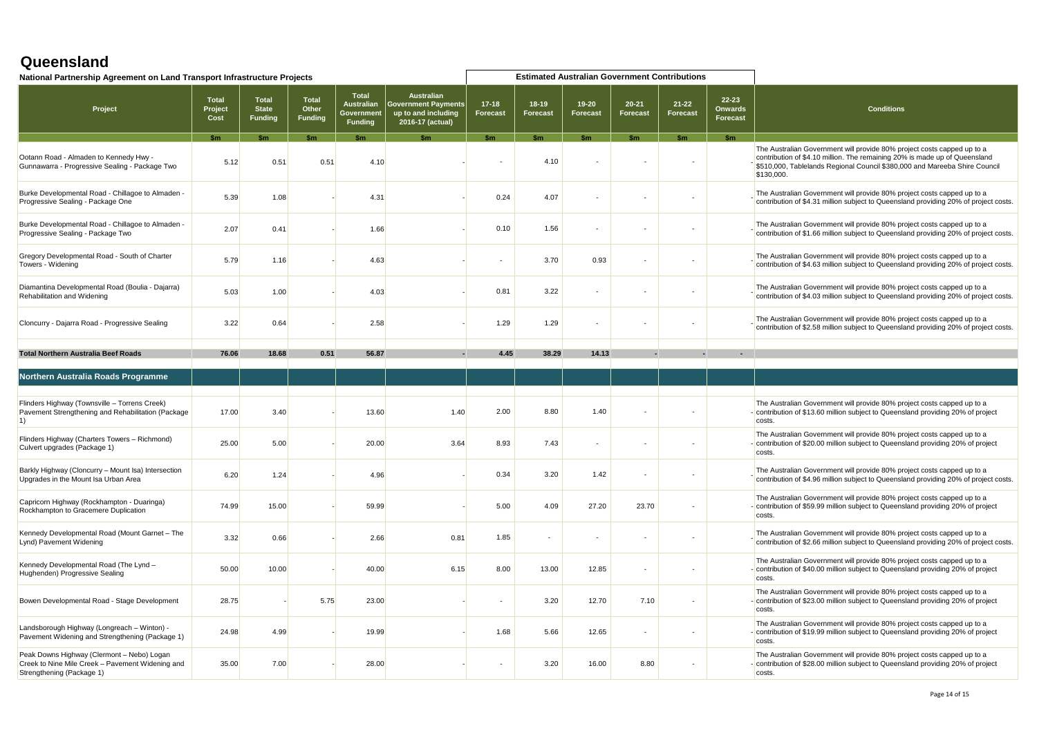# Queensland

## National Partnership Agreement on Land Transport Infrastructure Projects

| Project | Total Project Cost | Total State Funding | Total Other Funding | Total Australian Government Funding | Australian Government Payments up to and including 2016-17 (actual) | Estimated Australian Government Contributions: 17-18 Forecast | 18-19 Forecast | 19-20 Forecast | 20-21 Forecast | 21-22 Forecast | 22-23 Onwards Forecast | Conditions |
|---|---|---|---|---|---|---|---|---|---|---|---|---|
| | $m | $m | $m | $m | $m | $m | $m | $m | $m | $m | $m | |
| Ootann Road - Almaden to Kennedy Hwy - Gunnawarra - Progressive Sealing - Package Two | 5.12 | 0.51 | 0.51 | 4.10 | - | - | 4.10 | - | - | - | - | The Australian Government will provide 80% project costs capped up to a contribution of $4.10 million. The remaining 20% is made up of Queensland $510,000, Tablelands Regional Council $380,000 and Mareeba Shire Council $130,000. |
| Burke Developmental Road - Chillagoe to Almaden - Progressive Sealing - Package One | 5.39 | 1.08 | - | 4.31 | - | 0.24 | 4.07 | - | - | - | - | The Australian Government will provide 80% project costs capped up to a contribution of $4.31 million subject to Queensland providing 20% of project costs. |
| Burke Developmental Road - Chillagoe to Almaden - Progressive Sealing - Package Two | 2.07 | 0.41 | - | 1.66 | - | 0.10 | 1.56 | - | - | - | - | The Australian Government will provide 80% project costs capped up to a contribution of $1.66 million subject to Queensland providing 20% of project costs. |
| Gregory Developmental Road - South of Charter Towers - Widening | 5.79 | 1.16 | - | 4.63 | - | - | 3.70 | 0.93 | - | - | - | The Australian Government will provide 80% project costs capped up to a contribution of $4.63 million subject to Queensland providing 20% of project costs. |
| Diamantina Developmental Road (Boulia - Dajarra) Rehabilitation and Widening | 5.03 | 1.00 | - | 4.03 | - | 0.81 | 3.22 | - | - | - | - | The Australian Government will provide 80% project costs capped up to a contribution of $4.03 million subject to Queensland providing 20% of project costs. |
| Cloncurry - Dajarra Road - Progressive Sealing | 3.22 | 0.64 | - | 2.58 | - | 1.29 | 1.29 | - | - | - | - | The Australian Government will provide 80% project costs capped up to a contribution of $2.58 million subject to Queensland providing 20% of project costs. |
| **Total Northern Australia Beef Roads** | **76.06** | **18.68** | **0.51** | **56.87** | **-** | **4.45** | **38.29** | **14.13** | **-** | **-** | **-** | |
| **Northern Australia Roads Programme** | | | | | | | | | | | | |
| Flinders Highway (Townsville – Torrens Creek) Pavement Strengthening and Rehabilitation (Package 1) | 17.00 | 3.40 | - | 13.60 | 1.40 | 2.00 | 8.80 | 1.40 | - | - | - | The Australian Government will provide 80% project costs capped up to a contribution of $13.60 million subject to Queensland providing 20% of project costs. |
| Flinders Highway (Charters Towers – Richmond) Culvert upgrades (Package 1) | 25.00 | 5.00 | - | 20.00 | 3.64 | 8.93 | 7.43 | - | - | - | - | The Australian Government will provide 80% project costs capped up to a contribution of $20.00 million subject to Queensland providing 20% of project costs. |
| Barkly Highway (Cloncurry – Mount Isa) Intersection Upgrades in the Mount Isa Urban Area | 6.20 | 1.24 | - | 4.96 | - | 0.34 | 3.20 | 1.42 | - | - | - | The Australian Government will provide 80% project costs capped up to a contribution of $4.96 million subject to Queensland providing 20% of project costs. |
| Capricorn Highway (Rockhampton - Duaringa) Rockhampton to Gracemere Duplication | 74.99 | 15.00 | - | 59.99 | - | 5.00 | 4.09 | 27.20 | 23.70 | - | - | The Australian Government will provide 80% project costs capped up to a contribution of $59.99 million subject to Queensland providing 20% of project costs. |
| Kennedy Developmental Road (Mount Garnet – The Lynd) Pavement Widening | 3.32 | 0.66 | - | 2.66 | 0.81 | 1.85 | - | - | - | - | - | The Australian Government will provide 80% project costs capped up to a contribution of $2.66 million subject to Queensland providing 20% of project costs. |
| Kennedy Developmental Road (The Lynd – Hughenden) Progressive Sealing | 50.00 | 10.00 | - | 40.00 | 6.15 | 8.00 | 13.00 | 12.85 | - | - | - | The Australian Government will provide 80% project costs capped up to a contribution of $40.00 million subject to Queensland providing 20% of project costs. |
| Bowen Developmental Road - Stage Development | 28.75 | - | 5.75 | 23.00 | - | - | 3.20 | 12.70 | 7.10 | - | - | The Australian Government will provide 80% project costs capped up to a contribution of $23.00 million subject to Queensland providing 20% of project costs. |
| Landsborough Highway (Longreach – Winton) - Pavement Widening and Strengthening (Package 1) | 24.98 | 4.99 | - | 19.99 | - | 1.68 | 5.66 | 12.65 | - | - | - | The Australian Government will provide 80% project costs capped up to a contribution of $19.99 million subject to Queensland providing 20% of project costs. |
| Peak Downs Highway (Clermont – Nebo) Logan Creek to Nine Mile Creek – Pavement Widening and Strengthening (Package 1) | 35.00 | 7.00 | - | 28.00 | - | - | 3.20 | 16.00 | 8.80 | - | - | The Australian Government will provide 80% project costs capped up to a contribution of $28.00 million subject to Queensland providing 20% of project costs. |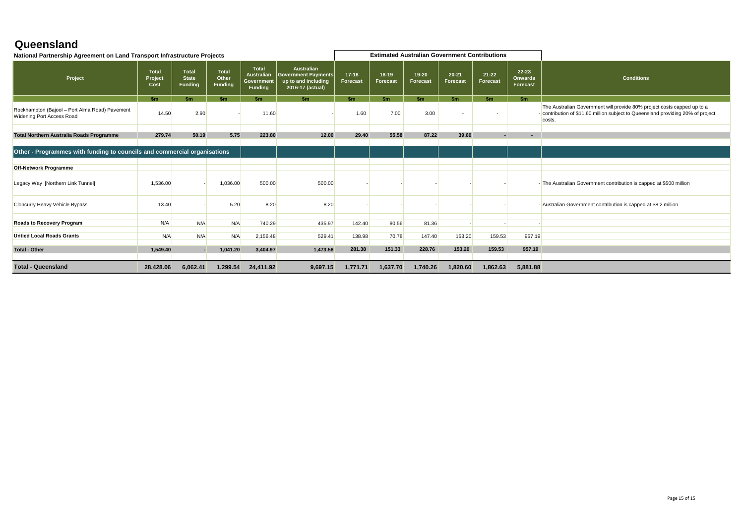# Queensland

**National Partnership Agreement on Land Transport Infrastructure Projects**

| Project | Total Project Cost | Total State Funding | Total Other Funding | Total Australian Government Funding | Australian Government Payments up to and including 2016-17 (actual) | Estimated Australian Government Contributions 17-18 Forecast | 18-19 Forecast | 19-20 Forecast | 20-21 Forecast | 21-22 Forecast | 22-23 Onwards Forecast | Conditions |
|---|---|---|---|---|---|---|---|---|---|---|---|---|
| | $m | $m | $m | $m | $m | $m | $m | $m | $m | $m | $m | |
| Rockhampton (Bajool – Port Alma Road) Pavement Widening Port Access Road | 14.50 | 2.90 | - | 11.60 | - | 1.60 | 7.00 | 3.00 | - | - | - | The Australian Government will provide 80% project costs capped up to a contribution of $11.60 million subject to Queensland providing 20% of project costs. |
| **Total Northern Australia Roads Programme** | **279.74** | **50.19** | **5.75** | **223.80** | **12.00** | **29.40** | **55.58** | **87.22** | **39.60** | **-** | **-** | |
| **Other - Programmes with funding to councils and commercial organisations** | | | | | | | | | | | | |
| **Off-Network Programme** | | | | | | | | | | | | |
| Legacy Way [Northern Link Tunnel] | 1,536.00 | - | 1,036.00 | 500.00 | 500.00 | - | - | - | - | - | - | The Australian Government contribution is capped at $500 million |
| Cloncurry Heavy Vehicle Bypass | 13.40 | - | 5.20 | 8.20 | 8.20 | - | - | - | - | - | - | Australian Government contribution is capped at $8.2 million. |
| **Roads to Recovery Program** | N/A | N/A | N/A | 740.29 | 435.97 | 142.40 | 80.56 | 81.36 | - | - | - | |
| **Untied Local Roads Grants** | N/A | N/A | N/A | 2,156.48 | 529.41 | 138.98 | 70.78 | 147.40 | 153.20 | 159.53 | 957.19 | |
| **Total - Other** | **1,549.40** | **-** | **1,041.20** | **3,404.97** | **1,473.58** | **281.38** | **151.33** | **228.76** | **153.20** | **159.53** | **957.19** | |
| **Total - Queensland** | **28,428.06** | **6,062.41** | **1,299.54** | **24,411.92** | **9,697.15** | **1,771.71** | **1,637.70** | **1,740.26** | **1,820.60** | **1,862.63** | **5,881.88** | |